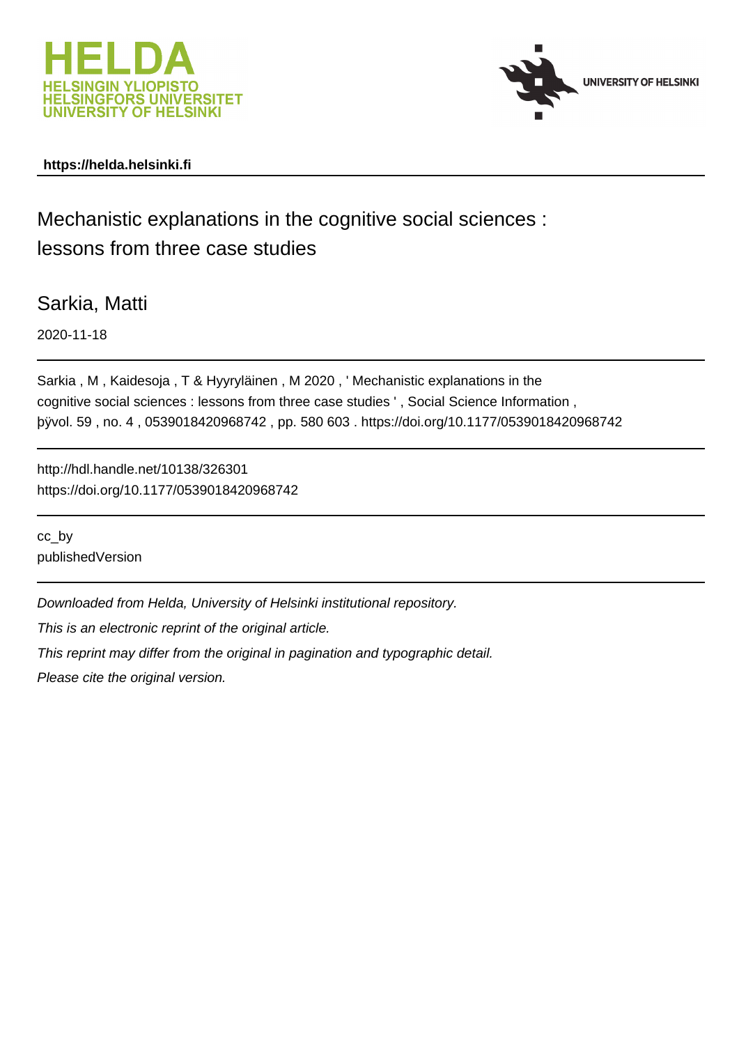**https://helda.helsinki.fi**

# Mechanistic explanations in the cognitive social sciences : lessons from three case studies

Sarkia, Matti

2020-11-18

Sarkia , M , Kaidesoja , T & Hyyryläinen , M 2020 , ' Mechanistic explanations in the cognitive social sciences : lessons from three case studies ' , Social Science Information , þÿvol. 59 , no. 4 , 0539018420968742 , pp. 580 603 . https://doi.org/10.1177/0539018420968742

http://hdl.handle.net/10138/326301
https://doi.org/10.1177/0539018420968742

cc_by
publishedVersion

*Downloaded from Helda, University of Helsinki institutional repository.*

*This is an electronic reprint of the original article.*

*This reprint may differ from the original in pagination and typographic detail.*

*Please cite the original version.*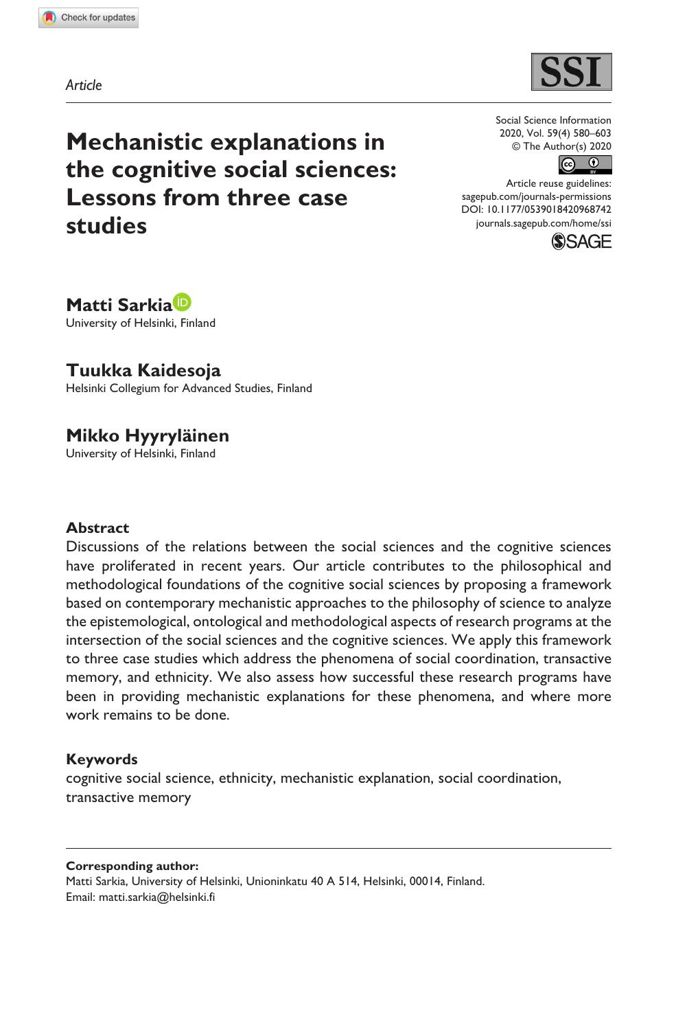Article

# Mechanistic explanations in the cognitive social sciences: Lessons from three case studies

Social Science Information
2020, Vol. 59(4) 580–603
© The Author(s) 2020
Article reuse guidelines:
sagepub.com/journals-permissions
DOI: 10.1177/0539018420968742
journals.sagepub.com/home/ssi

**Matti Sarkia**
University of Helsinki, Finland

**Tuukka Kaidesoja**
Helsinki Collegium for Advanced Studies, Finland

**Mikko Hyyryläinen**
University of Helsinki, Finland

## Abstract

Discussions of the relations between the social sciences and the cognitive sciences have proliferated in recent years. Our article contributes to the philosophical and methodological foundations of the cognitive social sciences by proposing a framework based on contemporary mechanistic approaches to the philosophy of science to analyze the epistemological, ontological and methodological aspects of research programs at the intersection of the social sciences and the cognitive sciences. We apply this framework to three case studies which address the phenomena of social coordination, transactive memory, and ethnicity. We also assess how successful these research programs have been in providing mechanistic explanations for these phenomena, and where more work remains to be done.

## Keywords

cognitive social science, ethnicity, mechanistic explanation, social coordination, transactive memory

**Corresponding author:**
Matti Sarkia, University of Helsinki, Unioninkatu 40 A 514, Helsinki, 00014, Finland.
Email: matti.sarkia@helsinki.fi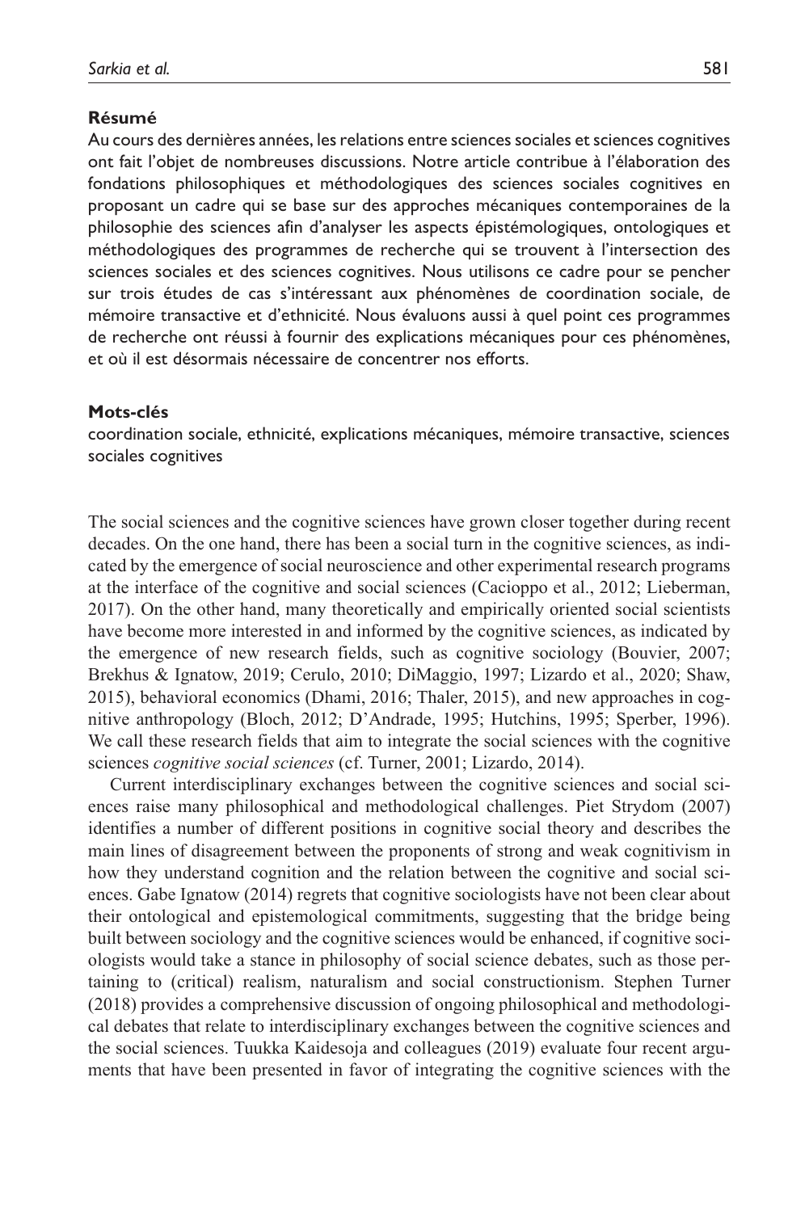#### Résumé

Au cours des dernières années, les relations entre sciences sociales et sciences cognitives ont fait l'objet de nombreuses discussions. Notre article contribue à l'élaboration des fondations philosophiques et méthodologiques des sciences sociales cognitives en proposant un cadre qui se base sur des approches mécaniques contemporaines de la philosophie des sciences afin d'analyser les aspects épistémologiques, ontologiques et méthodologiques des programmes de recherche qui se trouvent à l'intersection des sciences sociales et des sciences cognitives. Nous utilisons ce cadre pour se pencher sur trois études de cas s'intéressant aux phénomènes de coordination sociale, de mémoire transactive et d'ethnicité. Nous évaluons aussi à quel point ces programmes de recherche ont réussi à fournir des explications mécaniques pour ces phénomènes, et où il est désormais nécessaire de concentrer nos efforts.

#### Mots-clés

coordination sociale, ethnicité, explications mécaniques, mémoire transactive, sciences sociales cognitives

The social sciences and the cognitive sciences have grown closer together during recent decades. On the one hand, there has been a social turn in the cognitive sciences, as indicated by the emergence of social neuroscience and other experimental research programs at the interface of the cognitive and social sciences (Cacioppo et al., 2012; Lieberman, 2017). On the other hand, many theoretically and empirically oriented social scientists have become more interested in and informed by the cognitive sciences, as indicated by the emergence of new research fields, such as cognitive sociology (Bouvier, 2007; Brekhus & Ignatow, 2019; Cerulo, 2010; DiMaggio, 1997; Lizardo et al., 2020; Shaw, 2015), behavioral economics (Dhami, 2016; Thaler, 2015), and new approaches in cognitive anthropology (Bloch, 2012; D'Andrade, 1995; Hutchins, 1995; Sperber, 1996). We call these research fields that aim to integrate the social sciences with the cognitive sciences *cognitive social sciences* (cf. Turner, 2001; Lizardo, 2014).

Current interdisciplinary exchanges between the cognitive sciences and social sciences raise many philosophical and methodological challenges. Piet Strydom (2007) identifies a number of different positions in cognitive social theory and describes the main lines of disagreement between the proponents of strong and weak cognitivism in how they understand cognition and the relation between the cognitive and social sciences. Gabe Ignatow (2014) regrets that cognitive sociologists have not been clear about their ontological and epistemological commitments, suggesting that the bridge being built between sociology and the cognitive sciences would be enhanced, if cognitive sociologists would take a stance in philosophy of social science debates, such as those pertaining to (critical) realism, naturalism and social constructionism. Stephen Turner (2018) provides a comprehensive discussion of ongoing philosophical and methodological debates that relate to interdisciplinary exchanges between the cognitive sciences and the social sciences. Tuukka Kaidesoja and colleagues (2019) evaluate four recent arguments that have been presented in favor of integrating the cognitive sciences with the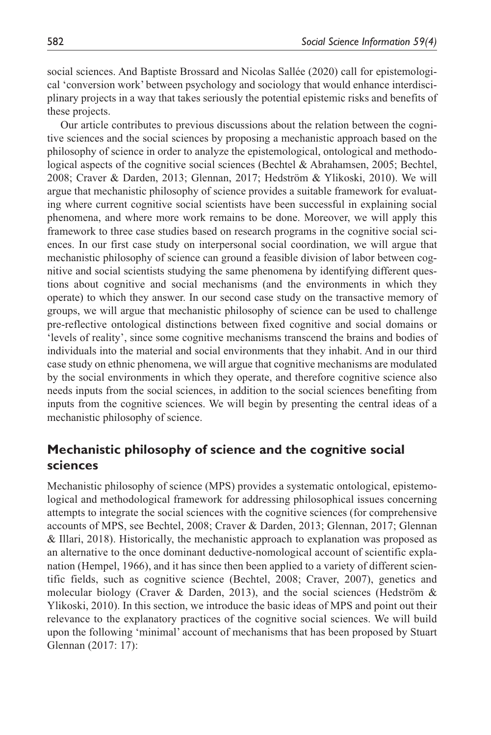social sciences. And Baptiste Brossard and Nicolas Sallée (2020) call for epistemological 'conversion work' between psychology and sociology that would enhance interdisciplinary projects in a way that takes seriously the potential epistemic risks and benefits of these projects.

Our article contributes to previous discussions about the relation between the cognitive sciences and the social sciences by proposing a mechanistic approach based on the philosophy of science in order to analyze the epistemological, ontological and methodological aspects of the cognitive social sciences (Bechtel & Abrahamsen, 2005; Bechtel, 2008; Craver & Darden, 2013; Glennan, 2017; Hedström & Ylikoski, 2010). We will argue that mechanistic philosophy of science provides a suitable framework for evaluating where current cognitive social scientists have been successful in explaining social phenomena, and where more work remains to be done. Moreover, we will apply this framework to three case studies based on research programs in the cognitive social sciences. In our first case study on interpersonal social coordination, we will argue that mechanistic philosophy of science can ground a feasible division of labor between cognitive and social scientists studying the same phenomena by identifying different questions about cognitive and social mechanisms (and the environments in which they operate) to which they answer. In our second case study on the transactive memory of groups, we will argue that mechanistic philosophy of science can be used to challenge pre-reflective ontological distinctions between fixed cognitive and social domains or 'levels of reality', since some cognitive mechanisms transcend the brains and bodies of individuals into the material and social environments that they inhabit. And in our third case study on ethnic phenomena, we will argue that cognitive mechanisms are modulated by the social environments in which they operate, and therefore cognitive science also needs inputs from the social sciences, in addition to the social sciences benefiting from inputs from the cognitive sciences. We will begin by presenting the central ideas of a mechanistic philosophy of science.

## Mechanistic philosophy of science and the cognitive social sciences

Mechanistic philosophy of science (MPS) provides a systematic ontological, epistemological and methodological framework for addressing philosophical issues concerning attempts to integrate the social sciences with the cognitive sciences (for comprehensive accounts of MPS, see Bechtel, 2008; Craver & Darden, 2013; Glennan, 2017; Glennan & Illari, 2018). Historically, the mechanistic approach to explanation was proposed as an alternative to the once dominant deductive-nomological account of scientific explanation (Hempel, 1966), and it has since then been applied to a variety of different scientific fields, such as cognitive science (Bechtel, 2008; Craver, 2007), genetics and molecular biology (Craver & Darden, 2013), and the social sciences (Hedström & Ylikoski, 2010). In this section, we introduce the basic ideas of MPS and point out their relevance to the explanatory practices of the cognitive social sciences. We will build upon the following 'minimal' account of mechanisms that has been proposed by Stuart Glennan (2017: 17):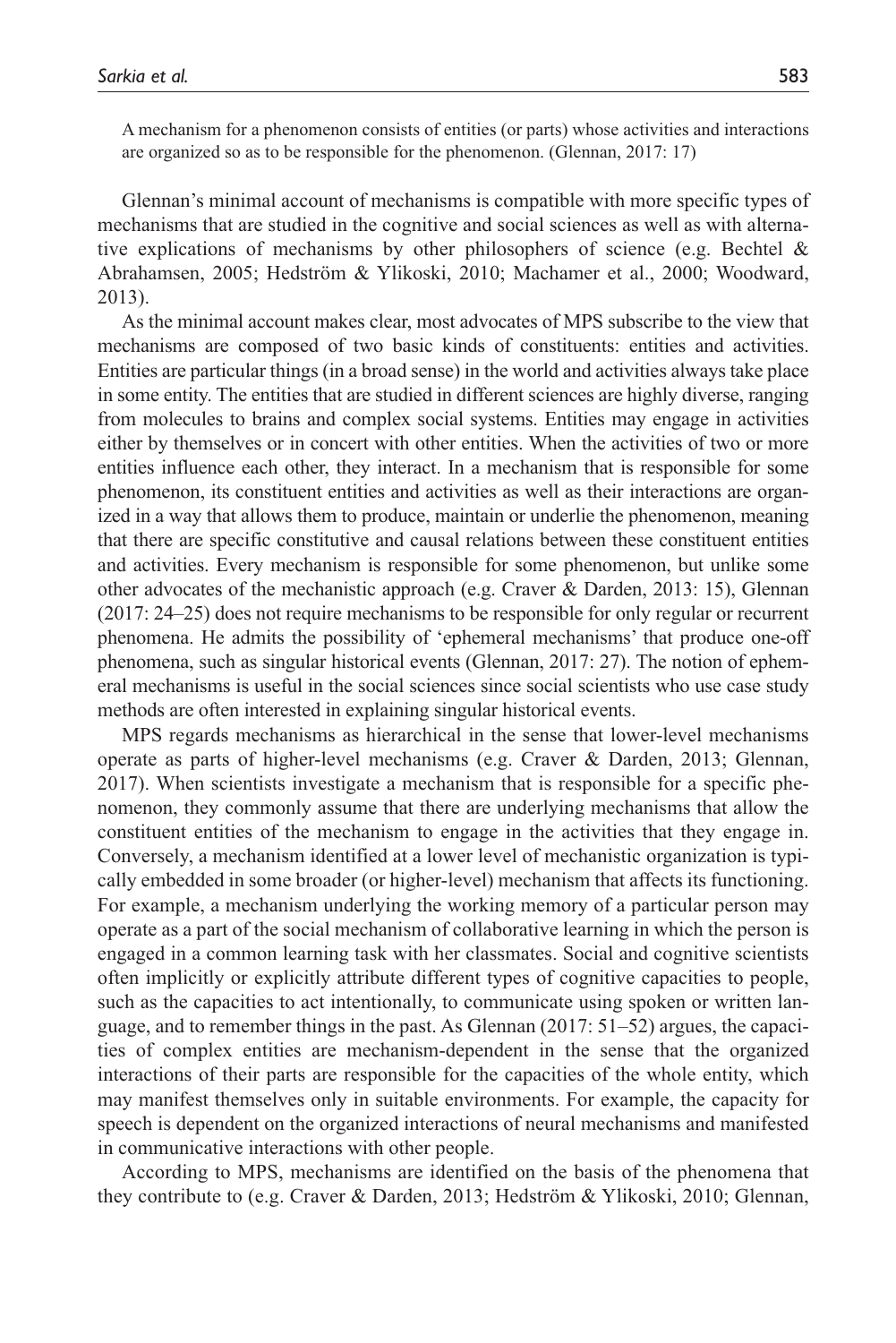> A mechanism for a phenomenon consists of entities (or parts) whose activities and interactions are organized so as to be responsible for the phenomenon. (Glennan, 2017: 17)

Glennan's minimal account of mechanisms is compatible with more specific types of mechanisms that are studied in the cognitive and social sciences as well as with alternative explications of mechanisms by other philosophers of science (e.g. Bechtel & Abrahamsen, 2005; Hedström & Ylikoski, 2010; Machamer et al., 2000; Woodward, 2013).

As the minimal account makes clear, most advocates of MPS subscribe to the view that mechanisms are composed of two basic kinds of constituents: entities and activities. Entities are particular things (in a broad sense) in the world and activities always take place in some entity. The entities that are studied in different sciences are highly diverse, ranging from molecules to brains and complex social systems. Entities may engage in activities either by themselves or in concert with other entities. When the activities of two or more entities influence each other, they interact. In a mechanism that is responsible for some phenomenon, its constituent entities and activities as well as their interactions are organized in a way that allows them to produce, maintain or underlie the phenomenon, meaning that there are specific constitutive and causal relations between these constituent entities and activities. Every mechanism is responsible for some phenomenon, but unlike some other advocates of the mechanistic approach (e.g. Craver & Darden, 2013: 15), Glennan (2017: 24–25) does not require mechanisms to be responsible for only regular or recurrent phenomena. He admits the possibility of 'ephemeral mechanisms' that produce one-off phenomena, such as singular historical events (Glennan, 2017: 27). The notion of ephemeral mechanisms is useful in the social sciences since social scientists who use case study methods are often interested in explaining singular historical events.

MPS regards mechanisms as hierarchical in the sense that lower-level mechanisms operate as parts of higher-level mechanisms (e.g. Craver & Darden, 2013; Glennan, 2017). When scientists investigate a mechanism that is responsible for a specific phenomenon, they commonly assume that there are underlying mechanisms that allow the constituent entities of the mechanism to engage in the activities that they engage in. Conversely, a mechanism identified at a lower level of mechanistic organization is typically embedded in some broader (or higher-level) mechanism that affects its functioning. For example, a mechanism underlying the working memory of a particular person may operate as a part of the social mechanism of collaborative learning in which the person is engaged in a common learning task with her classmates. Social and cognitive scientists often implicitly or explicitly attribute different types of cognitive capacities to people, such as the capacities to act intentionally, to communicate using spoken or written language, and to remember things in the past. As Glennan (2017: 51–52) argues, the capacities of complex entities are mechanism-dependent in the sense that the organized interactions of their parts are responsible for the capacities of the whole entity, which may manifest themselves only in suitable environments. For example, the capacity for speech is dependent on the organized interactions of neural mechanisms and manifested in communicative interactions with other people.

According to MPS, mechanisms are identified on the basis of the phenomena that they contribute to (e.g. Craver & Darden, 2013; Hedström & Ylikoski, 2010; Glennan,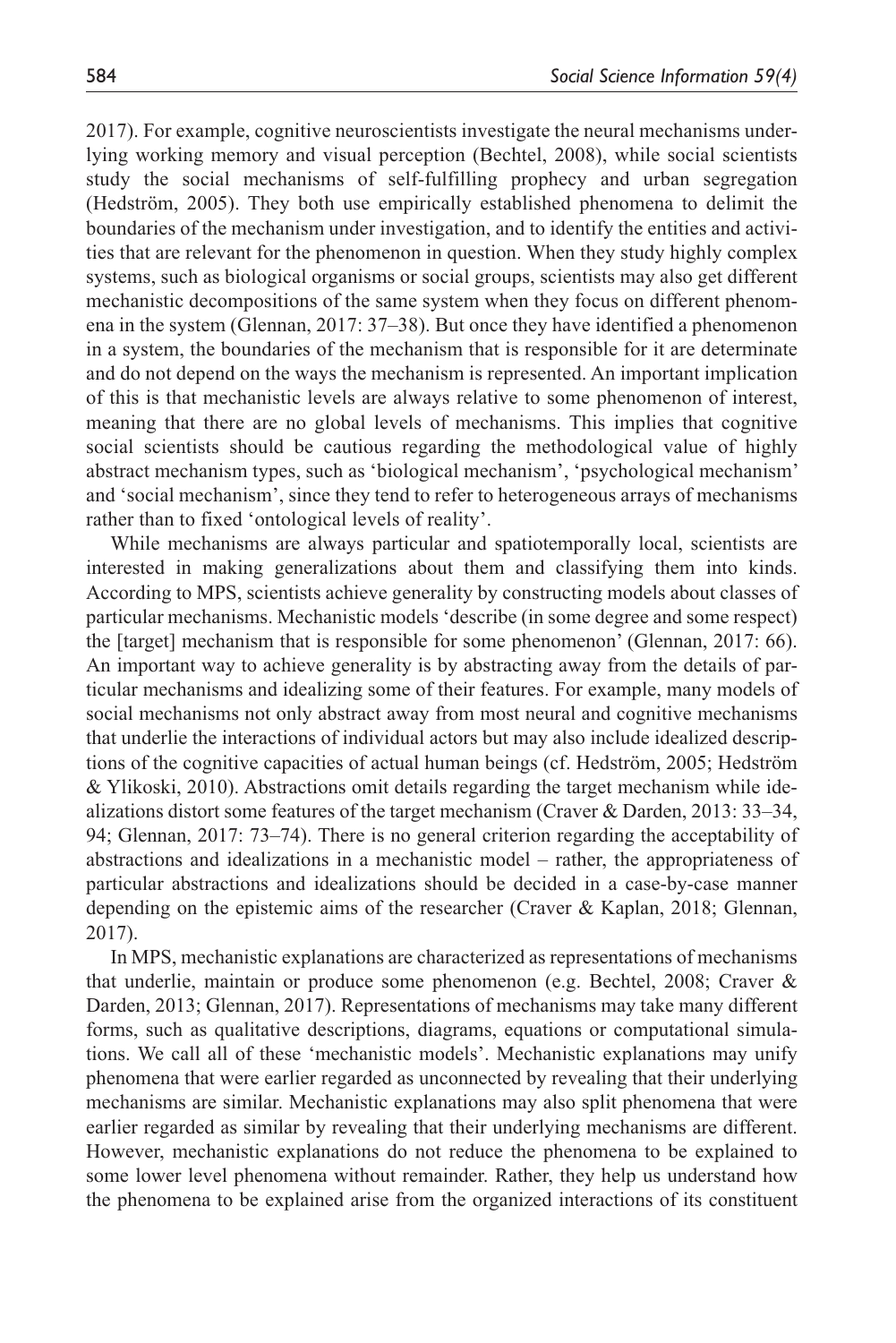2017). For example, cognitive neuroscientists investigate the neural mechanisms underlying working memory and visual perception (Bechtel, 2008), while social scientists study the social mechanisms of self-fulfilling prophecy and urban segregation (Hedström, 2005). They both use empirically established phenomena to delimit the boundaries of the mechanism under investigation, and to identify the entities and activities that are relevant for the phenomenon in question. When they study highly complex systems, such as biological organisms or social groups, scientists may also get different mechanistic decompositions of the same system when they focus on different phenomena in the system (Glennan, 2017: 37–38). But once they have identified a phenomenon in a system, the boundaries of the mechanism that is responsible for it are determinate and do not depend on the ways the mechanism is represented. An important implication of this is that mechanistic levels are always relative to some phenomenon of interest, meaning that there are no global levels of mechanisms. This implies that cognitive social scientists should be cautious regarding the methodological value of highly abstract mechanism types, such as 'biological mechanism', 'psychological mechanism' and 'social mechanism', since they tend to refer to heterogeneous arrays of mechanisms rather than to fixed 'ontological levels of reality'.

While mechanisms are always particular and spatiotemporally local, scientists are interested in making generalizations about them and classifying them into kinds. According to MPS, scientists achieve generality by constructing models about classes of particular mechanisms. Mechanistic models 'describe (in some degree and some respect) the [target] mechanism that is responsible for some phenomenon' (Glennan, 2017: 66). An important way to achieve generality is by abstracting away from the details of particular mechanisms and idealizing some of their features. For example, many models of social mechanisms not only abstract away from most neural and cognitive mechanisms that underlie the interactions of individual actors but may also include idealized descriptions of the cognitive capacities of actual human beings (cf. Hedström, 2005; Hedström & Ylikoski, 2010). Abstractions omit details regarding the target mechanism while idealizations distort some features of the target mechanism (Craver & Darden, 2013: 33–34, 94; Glennan, 2017: 73–74). There is no general criterion regarding the acceptability of abstractions and idealizations in a mechanistic model – rather, the appropriateness of particular abstractions and idealizations should be decided in a case-by-case manner depending on the epistemic aims of the researcher (Craver & Kaplan, 2018; Glennan, 2017).

In MPS, mechanistic explanations are characterized as representations of mechanisms that underlie, maintain or produce some phenomenon (e.g. Bechtel, 2008; Craver & Darden, 2013; Glennan, 2017). Representations of mechanisms may take many different forms, such as qualitative descriptions, diagrams, equations or computational simulations. We call all of these 'mechanistic models'. Mechanistic explanations may unify phenomena that were earlier regarded as unconnected by revealing that their underlying mechanisms are similar. Mechanistic explanations may also split phenomena that were earlier regarded as similar by revealing that their underlying mechanisms are different. However, mechanistic explanations do not reduce the phenomena to be explained to some lower level phenomena without remainder. Rather, they help us understand how the phenomena to be explained arise from the organized interactions of its constituent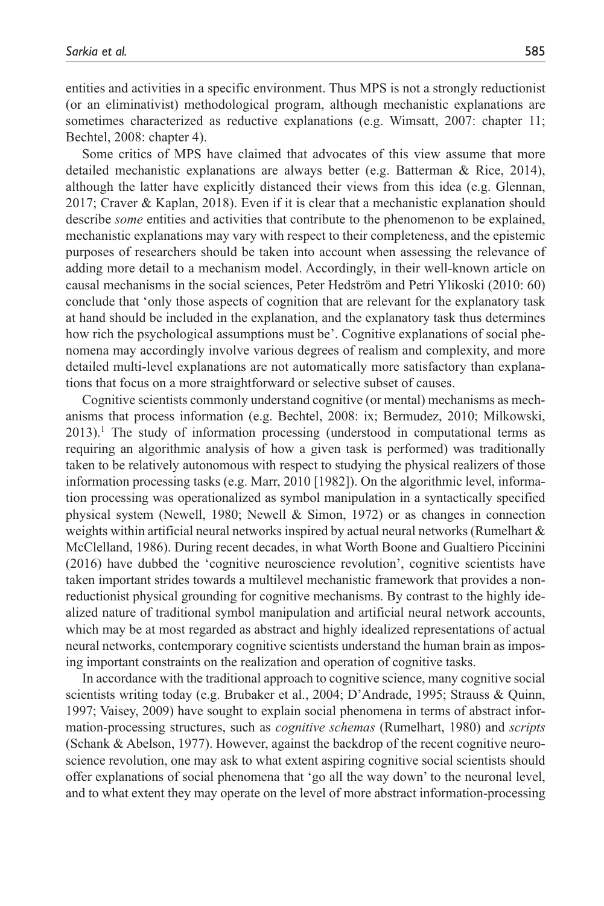entities and activities in a specific environment. Thus MPS is not a strongly reductionist (or an eliminativist) methodological program, although mechanistic explanations are sometimes characterized as reductive explanations (e.g. Wimsatt, 2007: chapter 11; Bechtel, 2008: chapter 4).

Some critics of MPS have claimed that advocates of this view assume that more detailed mechanistic explanations are always better (e.g. Batterman & Rice, 2014), although the latter have explicitly distanced their views from this idea (e.g. Glennan, 2017; Craver & Kaplan, 2018). Even if it is clear that a mechanistic explanation should describe *some* entities and activities that contribute to the phenomenon to be explained, mechanistic explanations may vary with respect to their completeness, and the epistemic purposes of researchers should be taken into account when assessing the relevance of adding more detail to a mechanism model. Accordingly, in their well-known article on causal mechanisms in the social sciences, Peter Hedström and Petri Ylikoski (2010: 60) conclude that 'only those aspects of cognition that are relevant for the explanatory task at hand should be included in the explanation, and the explanatory task thus determines how rich the psychological assumptions must be'. Cognitive explanations of social phenomena may accordingly involve various degrees of realism and complexity, and more detailed multi-level explanations are not automatically more satisfactory than explanations that focus on a more straightforward or selective subset of causes.

Cognitive scientists commonly understand cognitive (or mental) mechanisms as mechanisms that process information (e.g. Bechtel, 2008: ix; Bermudez, 2010; Milkowski, 2013).[1] The study of information processing (understood in computational terms as requiring an algorithmic analysis of how a given task is performed) was traditionally taken to be relatively autonomous with respect to studying the physical realizers of those information processing tasks (e.g. Marr, 2010 [1982]). On the algorithmic level, information processing was operationalized as symbol manipulation in a syntactically specified physical system (Newell, 1980; Newell & Simon, 1972) or as changes in connection weights within artificial neural networks inspired by actual neural networks (Rumelhart & McClelland, 1986). During recent decades, in what Worth Boone and Gualtiero Piccinini (2016) have dubbed the 'cognitive neuroscience revolution', cognitive scientists have taken important strides towards a multilevel mechanistic framework that provides a non-reductionist physical grounding for cognitive mechanisms. By contrast to the highly idealized nature of traditional symbol manipulation and artificial neural network accounts, which may be at most regarded as abstract and highly idealized representations of actual neural networks, contemporary cognitive scientists understand the human brain as imposing important constraints on the realization and operation of cognitive tasks.

In accordance with the traditional approach to cognitive science, many cognitive social scientists writing today (e.g. Brubaker et al., 2004; D'Andrade, 1995; Strauss & Quinn, 1997; Vaisey, 2009) have sought to explain social phenomena in terms of abstract information-processing structures, such as *cognitive schemas* (Rumelhart, 1980) and *scripts* (Schank & Abelson, 1977). However, against the backdrop of the recent cognitive neuroscience revolution, one may ask to what extent aspiring cognitive social scientists should offer explanations of social phenomena that 'go all the way down' to the neuronal level, and to what extent they may operate on the level of more abstract information-processing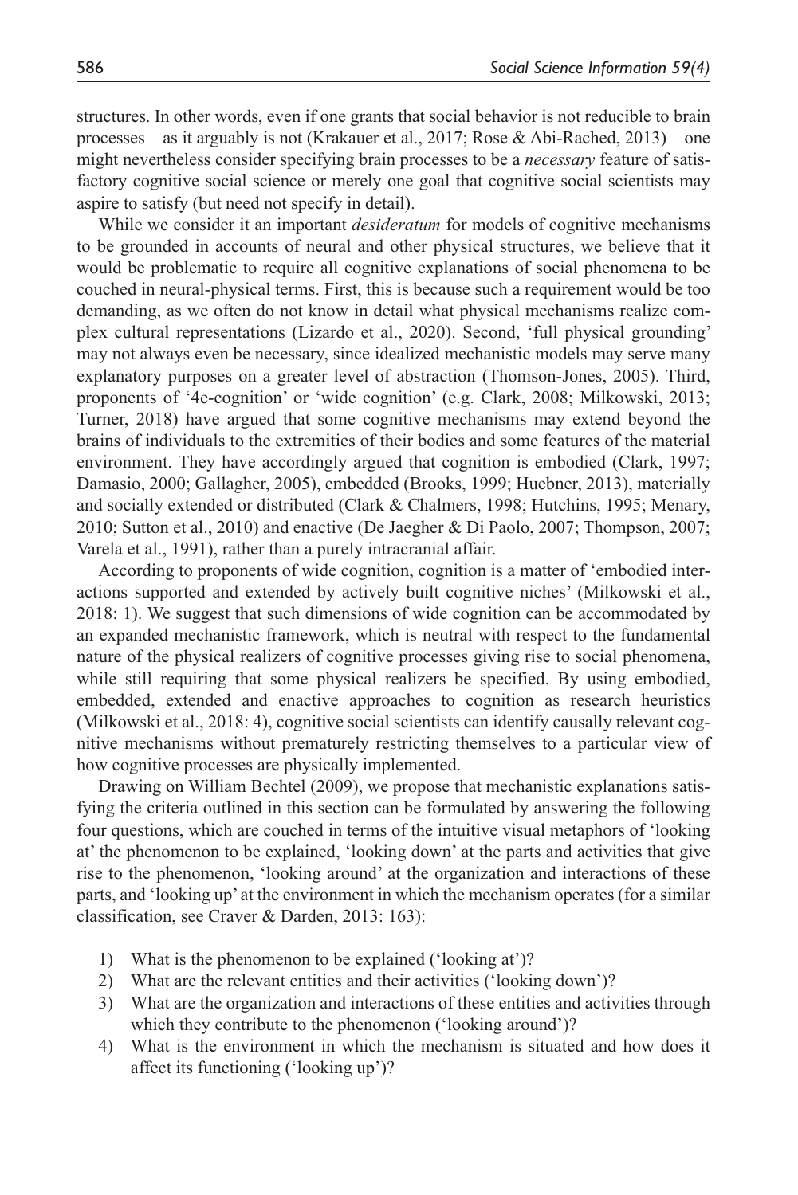structures. In other words, even if one grants that social behavior is not reducible to brain processes – as it arguably is not (Krakauer et al., 2017; Rose & Abi-Rached, 2013) – one might nevertheless consider specifying brain processes to be a *necessary* feature of satisfactory cognitive social science or merely one goal that cognitive social scientists may aspire to satisfy (but need not specify in detail).

While we consider it an important *desideratum* for models of cognitive mechanisms to be grounded in accounts of neural and other physical structures, we believe that it would be problematic to require all cognitive explanations of social phenomena to be couched in neural-physical terms. First, this is because such a requirement would be too demanding, as we often do not know in detail what physical mechanisms realize complex cultural representations (Lizardo et al., 2020). Second, 'full physical grounding' may not always even be necessary, since idealized mechanistic models may serve many explanatory purposes on a greater level of abstraction (Thomson-Jones, 2005). Third, proponents of '4e-cognition' or 'wide cognition' (e.g. Clark, 2008; Milkowski, 2013; Turner, 2018) have argued that some cognitive mechanisms may extend beyond the brains of individuals to the extremities of their bodies and some features of the material environment. They have accordingly argued that cognition is embodied (Clark, 1997; Damasio, 2000; Gallagher, 2005), embedded (Brooks, 1999; Huebner, 2013), materially and socially extended or distributed (Clark & Chalmers, 1998; Hutchins, 1995; Menary, 2010; Sutton et al., 2010) and enactive (De Jaegher & Di Paolo, 2007; Thompson, 2007; Varela et al., 1991), rather than a purely intracranial affair.

According to proponents of wide cognition, cognition is a matter of 'embodied interactions supported and extended by actively built cognitive niches' (Milkowski et al., 2018: 1). We suggest that such dimensions of wide cognition can be accommodated by an expanded mechanistic framework, which is neutral with respect to the fundamental nature of the physical realizers of cognitive processes giving rise to social phenomena, while still requiring that some physical realizers be specified. By using embodied, embedded, extended and enactive approaches to cognition as research heuristics (Milkowski et al., 2018: 4), cognitive social scientists can identify causally relevant cognitive mechanisms without prematurely restricting themselves to a particular view of how cognitive processes are physically implemented.

Drawing on William Bechtel (2009), we propose that mechanistic explanations satisfying the criteria outlined in this section can be formulated by answering the following four questions, which are couched in terms of the intuitive visual metaphors of 'looking at' the phenomenon to be explained, 'looking down' at the parts and activities that give rise to the phenomenon, 'looking around' at the organization and interactions of these parts, and 'looking up' at the environment in which the mechanism operates (for a similar classification, see Craver & Darden, 2013: 163):

1) What is the phenomenon to be explained ('looking at')?
2) What are the relevant entities and their activities ('looking down')?
3) What are the organization and interactions of these entities and activities through which they contribute to the phenomenon ('looking around')?
4) What is the environment in which the mechanism is situated and how does it affect its functioning ('looking up')?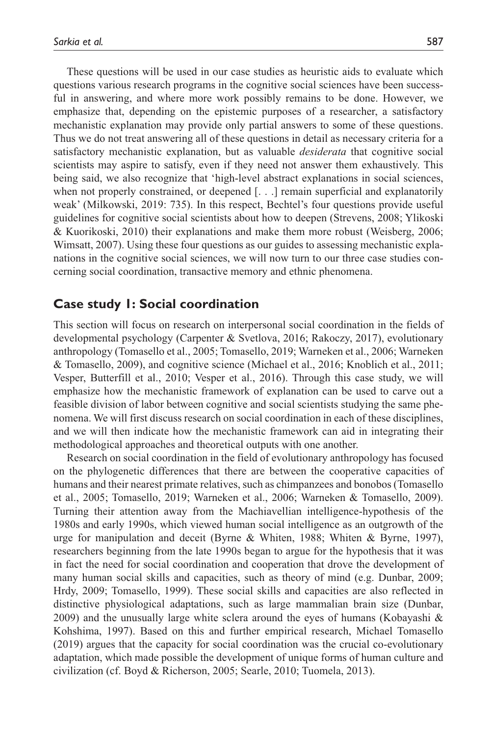These questions will be used in our case studies as heuristic aids to evaluate which questions various research programs in the cognitive social sciences have been successful in answering, and where more work possibly remains to be done. However, we emphasize that, depending on the epistemic purposes of a researcher, a satisfactory mechanistic explanation may provide only partial answers to some of these questions. Thus we do not treat answering all of these questions in detail as necessary criteria for a satisfactory mechanistic explanation, but as valuable *desiderata* that cognitive social scientists may aspire to satisfy, even if they need not answer them exhaustively. This being said, we also recognize that 'high-level abstract explanations in social sciences, when not properly constrained, or deepened [. . .] remain superficial and explanatorily weak' (Milkowski, 2019: 735). In this respect, Bechtel's four questions provide useful guidelines for cognitive social scientists about how to deepen (Strevens, 2008; Ylikoski & Kuorikoski, 2010) their explanations and make them more robust (Weisberg, 2006; Wimsatt, 2007). Using these four questions as our guides to assessing mechanistic explanations in the cognitive social sciences, we will now turn to our three case studies concerning social coordination, transactive memory and ethnic phenomena.

## Case study 1: Social coordination

This section will focus on research on interpersonal social coordination in the fields of developmental psychology (Carpenter & Svetlova, 2016; Rakoczy, 2017), evolutionary anthropology (Tomasello et al., 2005; Tomasello, 2019; Warneken et al., 2006; Warneken & Tomasello, 2009), and cognitive science (Michael et al., 2016; Knoblich et al., 2011; Vesper, Butterfill et al., 2010; Vesper et al., 2016). Through this case study, we will emphasize how the mechanistic framework of explanation can be used to carve out a feasible division of labor between cognitive and social scientists studying the same phenomena. We will first discuss research on social coordination in each of these disciplines, and we will then indicate how the mechanistic framework can aid in integrating their methodological approaches and theoretical outputs with one another.

Research on social coordination in the field of evolutionary anthropology has focused on the phylogenetic differences that there are between the cooperative capacities of humans and their nearest primate relatives, such as chimpanzees and bonobos (Tomasello et al., 2005; Tomasello, 2019; Warneken et al., 2006; Warneken & Tomasello, 2009). Turning their attention away from the Machiavellian intelligence-hypothesis of the 1980s and early 1990s, which viewed human social intelligence as an outgrowth of the urge for manipulation and deceit (Byrne & Whiten, 1988; Whiten & Byrne, 1997), researchers beginning from the late 1990s began to argue for the hypothesis that it was in fact the need for social coordination and cooperation that drove the development of many human social skills and capacities, such as theory of mind (e.g. Dunbar, 2009; Hrdy, 2009; Tomasello, 1999). These social skills and capacities are also reflected in distinctive physiological adaptations, such as large mammalian brain size (Dunbar, 2009) and the unusually large white sclera around the eyes of humans (Kobayashi & Kohshima, 1997). Based on this and further empirical research, Michael Tomasello (2019) argues that the capacity for social coordination was the crucial co-evolutionary adaptation, which made possible the development of unique forms of human culture and civilization (cf. Boyd & Richerson, 2005; Searle, 2010; Tuomela, 2013).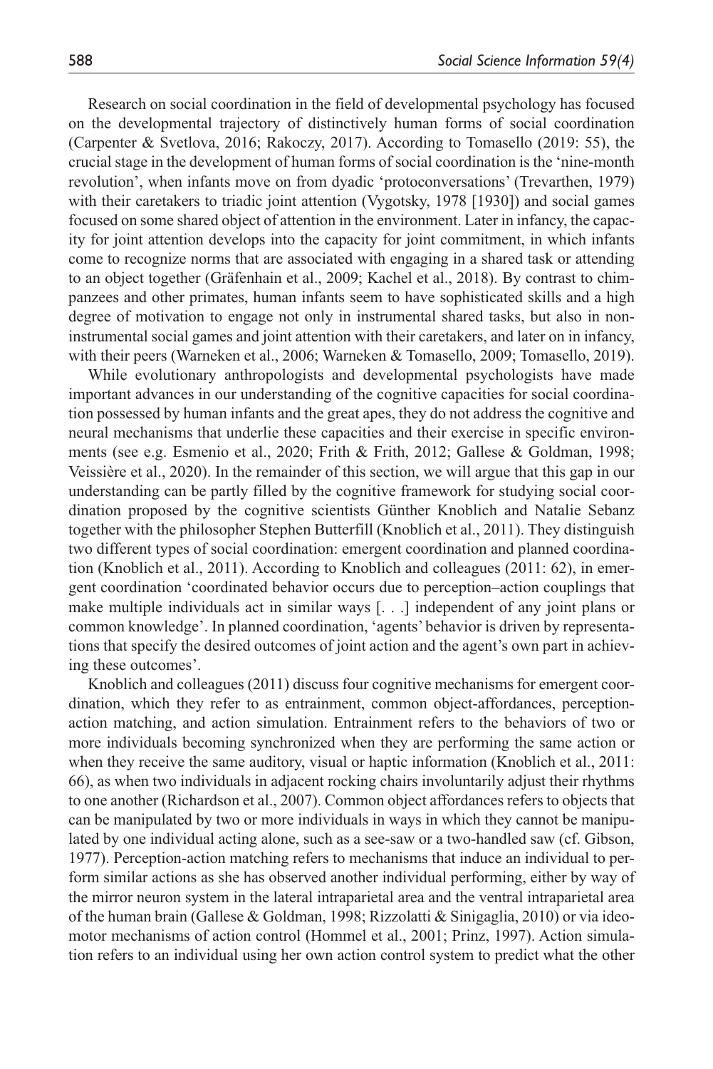Research on social coordination in the field of developmental psychology has focused on the developmental trajectory of distinctively human forms of social coordination (Carpenter & Svetlova, 2016; Rakoczy, 2017). According to Tomasello (2019: 55), the crucial stage in the development of human forms of social coordination is the 'nine-month revolution', when infants move on from dyadic 'protoconversations' (Trevarthen, 1979) with their caretakers to triadic joint attention (Vygotsky, 1978 [1930]) and social games focused on some shared object of attention in the environment. Later in infancy, the capacity for joint attention develops into the capacity for joint commitment, in which infants come to recognize norms that are associated with engaging in a shared task or attending to an object together (Gräfenhain et al., 2009; Kachel et al., 2018). By contrast to chimpanzees and other primates, human infants seem to have sophisticated skills and a high degree of motivation to engage not only in instrumental shared tasks, but also in non-instrumental social games and joint attention with their caretakers, and later on in infancy, with their peers (Warneken et al., 2006; Warneken & Tomasello, 2009; Tomasello, 2019).

While evolutionary anthropologists and developmental psychologists have made important advances in our understanding of the cognitive capacities for social coordination possessed by human infants and the great apes, they do not address the cognitive and neural mechanisms that underlie these capacities and their exercise in specific environments (see e.g. Esmenio et al., 2020; Frith & Frith, 2012; Gallese & Goldman, 1998; Veissière et al., 2020). In the remainder of this section, we will argue that this gap in our understanding can be partly filled by the cognitive framework for studying social coordination proposed by the cognitive scientists Günther Knoblich and Natalie Sebanz together with the philosopher Stephen Butterfill (Knoblich et al., 2011). They distinguish two different types of social coordination: emergent coordination and planned coordination (Knoblich et al., 2011). According to Knoblich and colleagues (2011: 62), in emergent coordination 'coordinated behavior occurs due to perception–action couplings that make multiple individuals act in similar ways [. . .] independent of any joint plans or common knowledge'. In planned coordination, 'agents' behavior is driven by representations that specify the desired outcomes of joint action and the agent's own part in achieving these outcomes'.

Knoblich and colleagues (2011) discuss four cognitive mechanisms for emergent coordination, which they refer to as entrainment, common object-affordances, perception-action matching, and action simulation. Entrainment refers to the behaviors of two or more individuals becoming synchronized when they are performing the same action or when they receive the same auditory, visual or haptic information (Knoblich et al., 2011: 66), as when two individuals in adjacent rocking chairs involuntarily adjust their rhythms to one another (Richardson et al., 2007). Common object affordances refers to objects that can be manipulated by two or more individuals in ways in which they cannot be manipulated by one individual acting alone, such as a see-saw or a two-handled saw (cf. Gibson, 1977). Perception-action matching refers to mechanisms that induce an individual to perform similar actions as she has observed another individual performing, either by way of the mirror neuron system in the lateral intraparietal area and the ventral intraparietal area of the human brain (Gallese & Goldman, 1998; Rizzolatti & Sinigaglia, 2010) or via ideomotor mechanisms of action control (Hommel et al., 2001; Prinz, 1997). Action simulation refers to an individual using her own action control system to predict what the other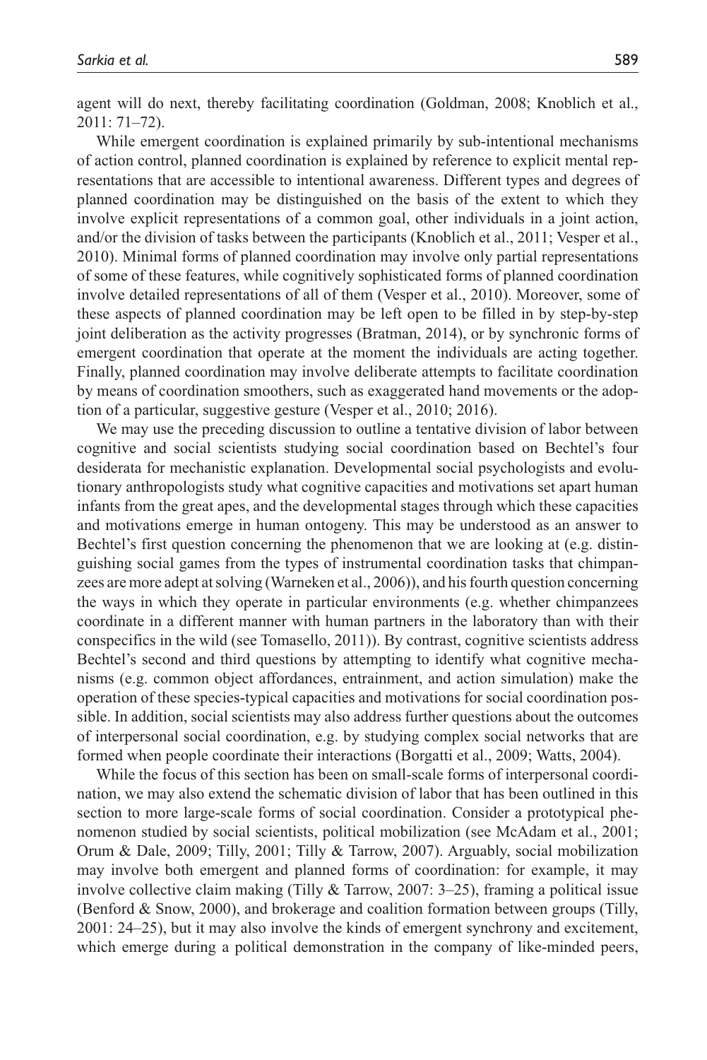agent will do next, thereby facilitating coordination (Goldman, 2008; Knoblich et al., 2011: 71–72).

While emergent coordination is explained primarily by sub-intentional mechanisms of action control, planned coordination is explained by reference to explicit mental representations that are accessible to intentional awareness. Different types and degrees of planned coordination may be distinguished on the basis of the extent to which they involve explicit representations of a common goal, other individuals in a joint action, and/or the division of tasks between the participants (Knoblich et al., 2011; Vesper et al., 2010). Minimal forms of planned coordination may involve only partial representations of some of these features, while cognitively sophisticated forms of planned coordination involve detailed representations of all of them (Vesper et al., 2010). Moreover, some of these aspects of planned coordination may be left open to be filled in by step-by-step joint deliberation as the activity progresses (Bratman, 2014), or by synchronic forms of emergent coordination that operate at the moment the individuals are acting together. Finally, planned coordination may involve deliberate attempts to facilitate coordination by means of coordination smoothers, such as exaggerated hand movements or the adoption of a particular, suggestive gesture (Vesper et al., 2010; 2016).

We may use the preceding discussion to outline a tentative division of labor between cognitive and social scientists studying social coordination based on Bechtel's four desiderata for mechanistic explanation. Developmental social psychologists and evolutionary anthropologists study what cognitive capacities and motivations set apart human infants from the great apes, and the developmental stages through which these capacities and motivations emerge in human ontogeny. This may be understood as an answer to Bechtel's first question concerning the phenomenon that we are looking at (e.g. distinguishing social games from the types of instrumental coordination tasks that chimpanzees are more adept at solving (Warneken et al., 2006)), and his fourth question concerning the ways in which they operate in particular environments (e.g. whether chimpanzees coordinate in a different manner with human partners in the laboratory than with their conspecifics in the wild (see Tomasello, 2011)). By contrast, cognitive scientists address Bechtel's second and third questions by attempting to identify what cognitive mechanisms (e.g. common object affordances, entrainment, and action simulation) make the operation of these species-typical capacities and motivations for social coordination possible. In addition, social scientists may also address further questions about the outcomes of interpersonal social coordination, e.g. by studying complex social networks that are formed when people coordinate their interactions (Borgatti et al., 2009; Watts, 2004).

While the focus of this section has been on small-scale forms of interpersonal coordination, we may also extend the schematic division of labor that has been outlined in this section to more large-scale forms of social coordination. Consider a prototypical phenomenon studied by social scientists, political mobilization (see McAdam et al., 2001; Orum & Dale, 2009; Tilly, 2001; Tilly & Tarrow, 2007). Arguably, social mobilization may involve both emergent and planned forms of coordination: for example, it may involve collective claim making (Tilly & Tarrow, 2007: 3–25), framing a political issue (Benford & Snow, 2000), and brokerage and coalition formation between groups (Tilly, 2001: 24–25), but it may also involve the kinds of emergent synchrony and excitement, which emerge during a political demonstration in the company of like-minded peers,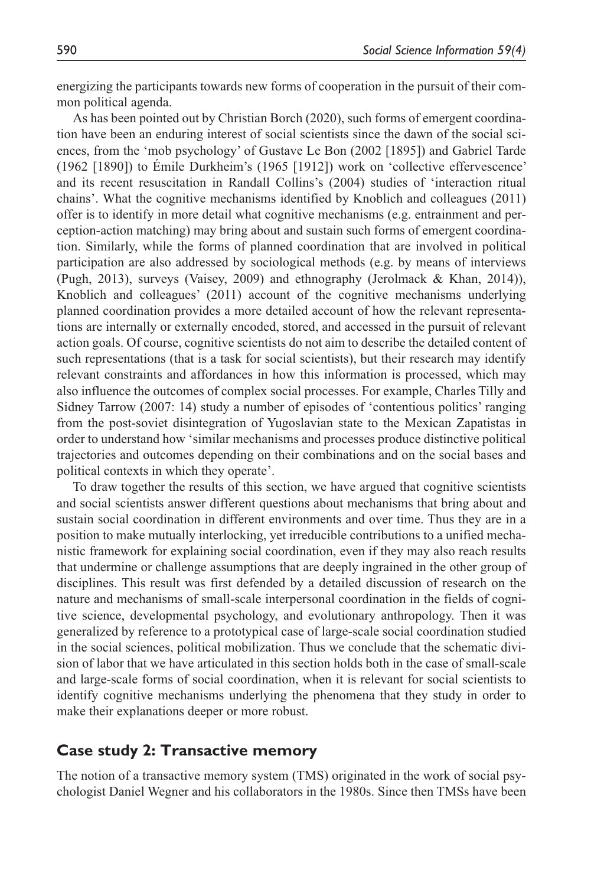energizing the participants towards new forms of cooperation in the pursuit of their common political agenda.

As has been pointed out by Christian Borch (2020), such forms of emergent coordination have been an enduring interest of social scientists since the dawn of the social sciences, from the 'mob psychology' of Gustave Le Bon (2002 [1895]) and Gabriel Tarde (1962 [1890]) to Émile Durkheim's (1965 [1912]) work on 'collective effervescence' and its recent resuscitation in Randall Collins's (2004) studies of 'interaction ritual chains'. What the cognitive mechanisms identified by Knoblich and colleagues (2011) offer is to identify in more detail what cognitive mechanisms (e.g. entrainment and perception-action matching) may bring about and sustain such forms of emergent coordination. Similarly, while the forms of planned coordination that are involved in political participation are also addressed by sociological methods (e.g. by means of interviews (Pugh, 2013), surveys (Vaisey, 2009) and ethnography (Jerolmack & Khan, 2014)), Knoblich and colleagues' (2011) account of the cognitive mechanisms underlying planned coordination provides a more detailed account of how the relevant representations are internally or externally encoded, stored, and accessed in the pursuit of relevant action goals. Of course, cognitive scientists do not aim to describe the detailed content of such representations (that is a task for social scientists), but their research may identify relevant constraints and affordances in how this information is processed, which may also influence the outcomes of complex social processes. For example, Charles Tilly and Sidney Tarrow (2007: 14) study a number of episodes of 'contentious politics' ranging from the post-soviet disintegration of Yugoslavian state to the Mexican Zapatistas in order to understand how 'similar mechanisms and processes produce distinctive political trajectories and outcomes depending on their combinations and on the social bases and political contexts in which they operate'.

To draw together the results of this section, we have argued that cognitive scientists and social scientists answer different questions about mechanisms that bring about and sustain social coordination in different environments and over time. Thus they are in a position to make mutually interlocking, yet irreducible contributions to a unified mechanistic framework for explaining social coordination, even if they may also reach results that undermine or challenge assumptions that are deeply ingrained in the other group of disciplines. This result was first defended by a detailed discussion of research on the nature and mechanisms of small-scale interpersonal coordination in the fields of cognitive science, developmental psychology, and evolutionary anthropology. Then it was generalized by reference to a prototypical case of large-scale social coordination studied in the social sciences, political mobilization. Thus we conclude that the schematic division of labor that we have articulated in this section holds both in the case of small-scale and large-scale forms of social coordination, when it is relevant for social scientists to identify cognitive mechanisms underlying the phenomena that they study in order to make their explanations deeper or more robust.

## Case study 2: Transactive memory

The notion of a transactive memory system (TMS) originated in the work of social psychologist Daniel Wegner and his collaborators in the 1980s. Since then TMSs have been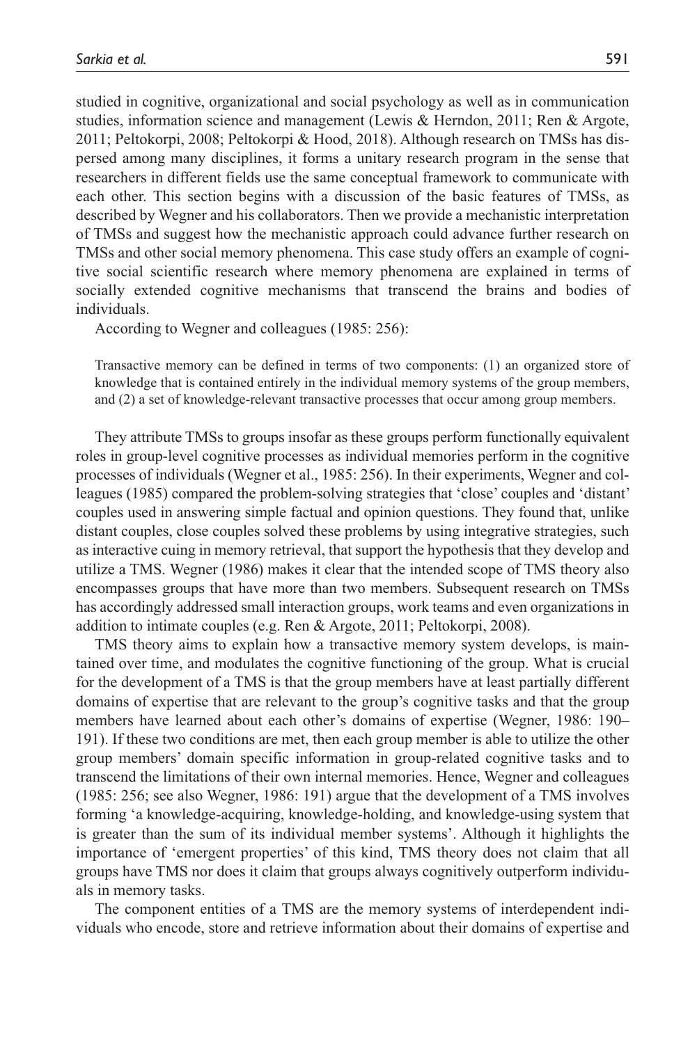studied in cognitive, organizational and social psychology as well as in communication studies, information science and management (Lewis & Herndon, 2011; Ren & Argote, 2011; Peltokorpi, 2008; Peltokorpi & Hood, 2018). Although research on TMSs has dispersed among many disciplines, it forms a unitary research program in the sense that researchers in different fields use the same conceptual framework to communicate with each other. This section begins with a discussion of the basic features of TMSs, as described by Wegner and his collaborators. Then we provide a mechanistic interpretation of TMSs and suggest how the mechanistic approach could advance further research on TMSs and other social memory phenomena. This case study offers an example of cognitive social scientific research where memory phenomena are explained in terms of socially extended cognitive mechanisms that transcend the brains and bodies of individuals.

According to Wegner and colleagues (1985: 256):

> Transactive memory can be defined in terms of two components: (1) an organized store of knowledge that is contained entirely in the individual memory systems of the group members, and (2) a set of knowledge-relevant transactive processes that occur among group members.

They attribute TMSs to groups insofar as these groups perform functionally equivalent roles in group-level cognitive processes as individual memories perform in the cognitive processes of individuals (Wegner et al., 1985: 256). In their experiments, Wegner and colleagues (1985) compared the problem-solving strategies that 'close' couples and 'distant' couples used in answering simple factual and opinion questions. They found that, unlike distant couples, close couples solved these problems by using integrative strategies, such as interactive cuing in memory retrieval, that support the hypothesis that they develop and utilize a TMS. Wegner (1986) makes it clear that the intended scope of TMS theory also encompasses groups that have more than two members. Subsequent research on TMSs has accordingly addressed small interaction groups, work teams and even organizations in addition to intimate couples (e.g. Ren & Argote, 2011; Peltokorpi, 2008).

TMS theory aims to explain how a transactive memory system develops, is maintained over time, and modulates the cognitive functioning of the group. What is crucial for the development of a TMS is that the group members have at least partially different domains of expertise that are relevant to the group's cognitive tasks and that the group members have learned about each other's domains of expertise (Wegner, 1986: 190–191). If these two conditions are met, then each group member is able to utilize the other group members' domain specific information in group-related cognitive tasks and to transcend the limitations of their own internal memories. Hence, Wegner and colleagues (1985: 256; see also Wegner, 1986: 191) argue that the development of a TMS involves forming 'a knowledge-acquiring, knowledge-holding, and knowledge-using system that is greater than the sum of its individual member systems'. Although it highlights the importance of 'emergent properties' of this kind, TMS theory does not claim that all groups have TMS nor does it claim that groups always cognitively outperform individuals in memory tasks.

The component entities of a TMS are the memory systems of interdependent individuals who encode, store and retrieve information about their domains of expertise and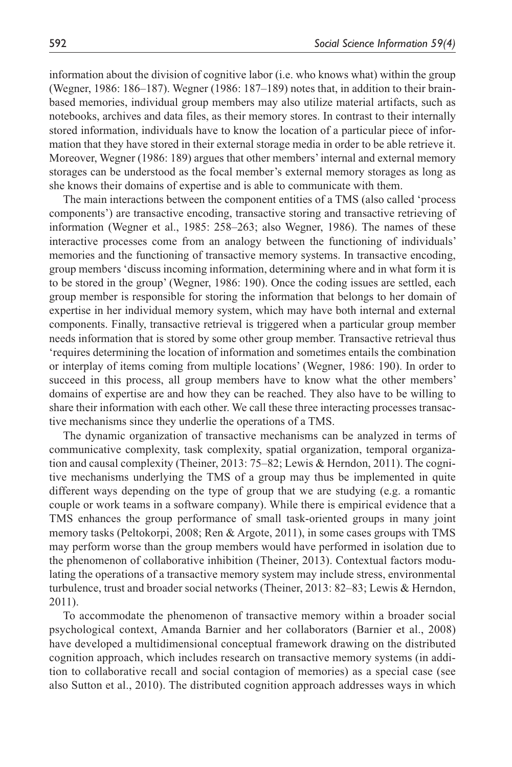information about the division of cognitive labor (i.e. who knows what) within the group (Wegner, 1986: 186–187). Wegner (1986: 187–189) notes that, in addition to their brain-based memories, individual group members may also utilize material artifacts, such as notebooks, archives and data files, as their memory stores. In contrast to their internally stored information, individuals have to know the location of a particular piece of information that they have stored in their external storage media in order to be able retrieve it. Moreover, Wegner (1986: 189) argues that other members' internal and external memory storages can be understood as the focal member's external memory storages as long as she knows their domains of expertise and is able to communicate with them.

The main interactions between the component entities of a TMS (also called 'process components') are transactive encoding, transactive storing and transactive retrieving of information (Wegner et al., 1985: 258–263; also Wegner, 1986). The names of these interactive processes come from an analogy between the functioning of individuals' memories and the functioning of transactive memory systems. In transactive encoding, group members 'discuss incoming information, determining where and in what form it is to be stored in the group' (Wegner, 1986: 190). Once the coding issues are settled, each group member is responsible for storing the information that belongs to her domain of expertise in her individual memory system, which may have both internal and external components. Finally, transactive retrieval is triggered when a particular group member needs information that is stored by some other group member. Transactive retrieval thus 'requires determining the location of information and sometimes entails the combination or interplay of items coming from multiple locations' (Wegner, 1986: 190). In order to succeed in this process, all group members have to know what the other members' domains of expertise are and how they can be reached. They also have to be willing to share their information with each other. We call these three interacting processes transactive mechanisms since they underlie the operations of a TMS.

The dynamic organization of transactive mechanisms can be analyzed in terms of communicative complexity, task complexity, spatial organization, temporal organization and causal complexity (Theiner, 2013: 75–82; Lewis & Herndon, 2011). The cognitive mechanisms underlying the TMS of a group may thus be implemented in quite different ways depending on the type of group that we are studying (e.g. a romantic couple or work teams in a software company). While there is empirical evidence that a TMS enhances the group performance of small task-oriented groups in many joint memory tasks (Peltokorpi, 2008; Ren & Argote, 2011), in some cases groups with TMS may perform worse than the group members would have performed in isolation due to the phenomenon of collaborative inhibition (Theiner, 2013). Contextual factors modulating the operations of a transactive memory system may include stress, environmental turbulence, trust and broader social networks (Theiner, 2013: 82–83; Lewis & Herndon, 2011).

To accommodate the phenomenon of transactive memory within a broader social psychological context, Amanda Barnier and her collaborators (Barnier et al., 2008) have developed a multidimensional conceptual framework drawing on the distributed cognition approach, which includes research on transactive memory systems (in addition to collaborative recall and social contagion of memories) as a special case (see also Sutton et al., 2010). The distributed cognition approach addresses ways in which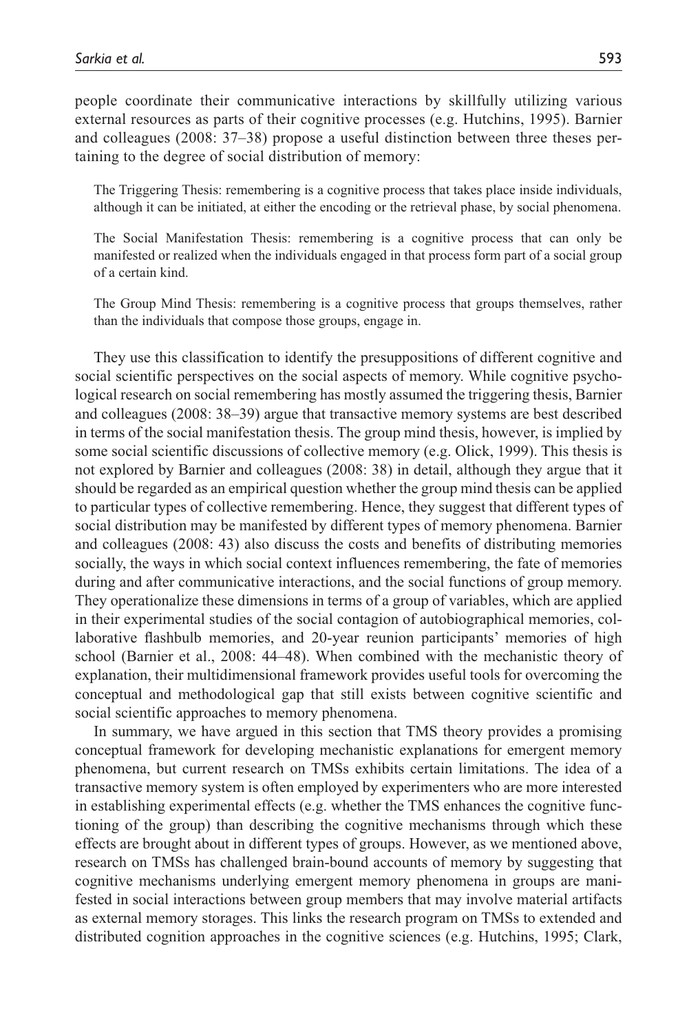people coordinate their communicative interactions by skillfully utilizing various external resources as parts of their cognitive processes (e.g. Hutchins, 1995). Barnier and colleagues (2008: 37–38) propose a useful distinction between three theses pertaining to the degree of social distribution of memory:

> The Triggering Thesis: remembering is a cognitive process that takes place inside individuals, although it can be initiated, at either the encoding or the retrieval phase, by social phenomena.
>
> The Social Manifestation Thesis: remembering is a cognitive process that can only be manifested or realized when the individuals engaged in that process form part of a social group of a certain kind.
>
> The Group Mind Thesis: remembering is a cognitive process that groups themselves, rather than the individuals that compose those groups, engage in.

They use this classification to identify the presuppositions of different cognitive and social scientific perspectives on the social aspects of memory. While cognitive psychological research on social remembering has mostly assumed the triggering thesis, Barnier and colleagues (2008: 38–39) argue that transactive memory systems are best described in terms of the social manifestation thesis. The group mind thesis, however, is implied by some social scientific discussions of collective memory (e.g. Olick, 1999). This thesis is not explored by Barnier and colleagues (2008: 38) in detail, although they argue that it should be regarded as an empirical question whether the group mind thesis can be applied to particular types of collective remembering. Hence, they suggest that different types of social distribution may be manifested by different types of memory phenomena. Barnier and colleagues (2008: 43) also discuss the costs and benefits of distributing memories socially, the ways in which social context influences remembering, the fate of memories during and after communicative interactions, and the social functions of group memory. They operationalize these dimensions in terms of a group of variables, which are applied in their experimental studies of the social contagion of autobiographical memories, collaborative flashbulb memories, and 20-year reunion participants' memories of high school (Barnier et al., 2008: 44–48). When combined with the mechanistic theory of explanation, their multidimensional framework provides useful tools for overcoming the conceptual and methodological gap that still exists between cognitive scientific and social scientific approaches to memory phenomena.

In summary, we have argued in this section that TMS theory provides a promising conceptual framework for developing mechanistic explanations for emergent memory phenomena, but current research on TMSs exhibits certain limitations. The idea of a transactive memory system is often employed by experimenters who are more interested in establishing experimental effects (e.g. whether the TMS enhances the cognitive functioning of the group) than describing the cognitive mechanisms through which these effects are brought about in different types of groups. However, as we mentioned above, research on TMSs has challenged brain-bound accounts of memory by suggesting that cognitive mechanisms underlying emergent memory phenomena in groups are manifested in social interactions between group members that may involve material artifacts as external memory storages. This links the research program on TMSs to extended and distributed cognition approaches in the cognitive sciences (e.g. Hutchins, 1995; Clark,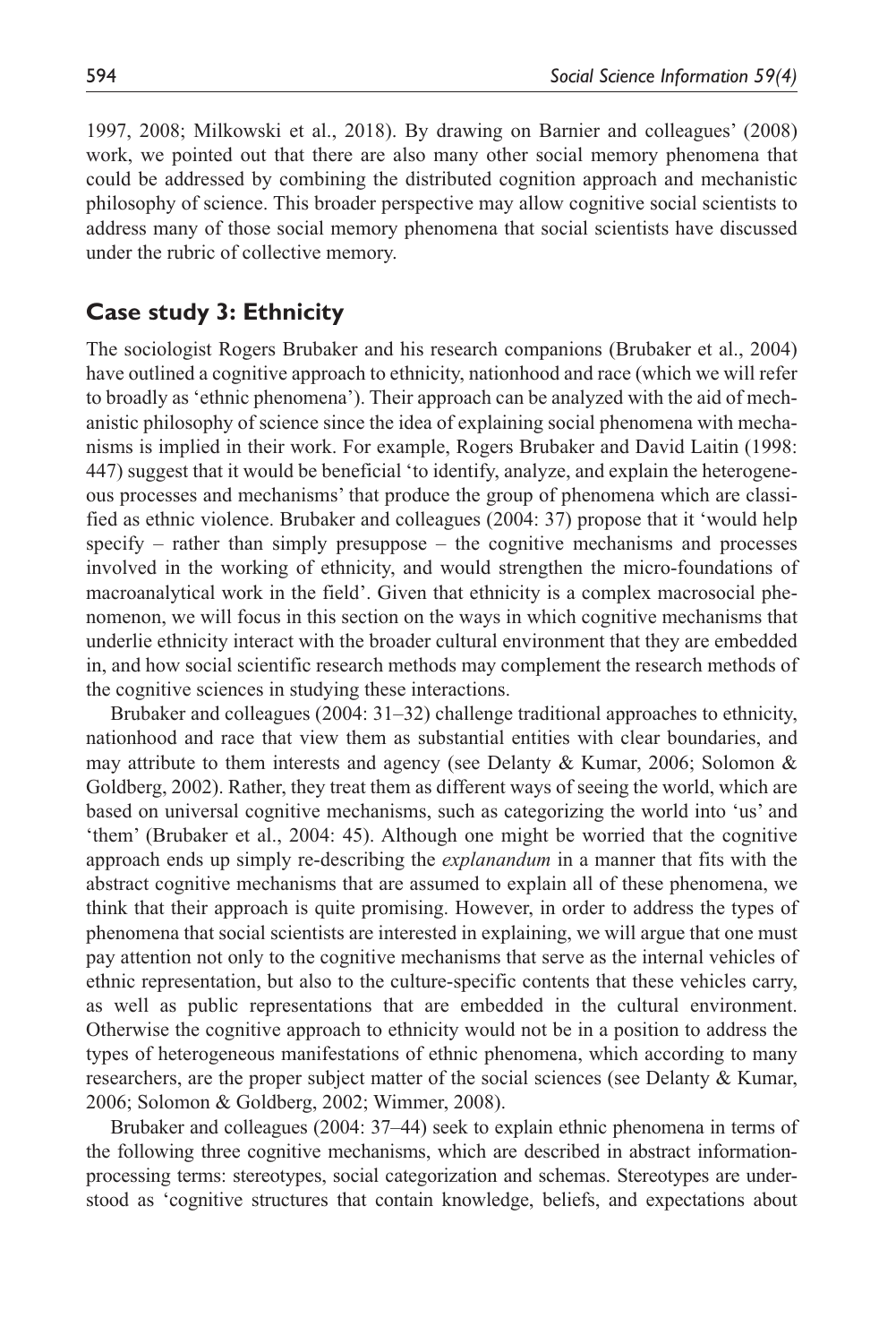1997, 2008; Milkowski et al., 2018). By drawing on Barnier and colleagues' (2008) work, we pointed out that there are also many other social memory phenomena that could be addressed by combining the distributed cognition approach and mechanistic philosophy of science. This broader perspective may allow cognitive social scientists to address many of those social memory phenomena that social scientists have discussed under the rubric of collective memory.

## Case study 3: Ethnicity

The sociologist Rogers Brubaker and his research companions (Brubaker et al., 2004) have outlined a cognitive approach to ethnicity, nationhood and race (which we will refer to broadly as 'ethnic phenomena'). Their approach can be analyzed with the aid of mechanistic philosophy of science since the idea of explaining social phenomena with mechanisms is implied in their work. For example, Rogers Brubaker and David Laitin (1998: 447) suggest that it would be beneficial 'to identify, analyze, and explain the heterogeneous processes and mechanisms' that produce the group of phenomena which are classified as ethnic violence. Brubaker and colleagues (2004: 37) propose that it 'would help specify – rather than simply presuppose – the cognitive mechanisms and processes involved in the working of ethnicity, and would strengthen the micro-foundations of macroanalytical work in the field'. Given that ethnicity is a complex macrosocial phenomenon, we will focus in this section on the ways in which cognitive mechanisms that underlie ethnicity interact with the broader cultural environment that they are embedded in, and how social scientific research methods may complement the research methods of the cognitive sciences in studying these interactions.

Brubaker and colleagues (2004: 31–32) challenge traditional approaches to ethnicity, nationhood and race that view them as substantial entities with clear boundaries, and may attribute to them interests and agency (see Delanty & Kumar, 2006; Solomon & Goldberg, 2002). Rather, they treat them as different ways of seeing the world, which are based on universal cognitive mechanisms, such as categorizing the world into 'us' and 'them' (Brubaker et al., 2004: 45). Although one might be worried that the cognitive approach ends up simply re-describing the *explanandum* in a manner that fits with the abstract cognitive mechanisms that are assumed to explain all of these phenomena, we think that their approach is quite promising. However, in order to address the types of phenomena that social scientists are interested in explaining, we will argue that one must pay attention not only to the cognitive mechanisms that serve as the internal vehicles of ethnic representation, but also to the culture-specific contents that these vehicles carry, as well as public representations that are embedded in the cultural environment. Otherwise the cognitive approach to ethnicity would not be in a position to address the types of heterogeneous manifestations of ethnic phenomena, which according to many researchers, are the proper subject matter of the social sciences (see Delanty & Kumar, 2006; Solomon & Goldberg, 2002; Wimmer, 2008).

Brubaker and colleagues (2004: 37–44) seek to explain ethnic phenomena in terms of the following three cognitive mechanisms, which are described in abstract information-processing terms: stereotypes, social categorization and schemas. Stereotypes are understood as 'cognitive structures that contain knowledge, beliefs, and expectations about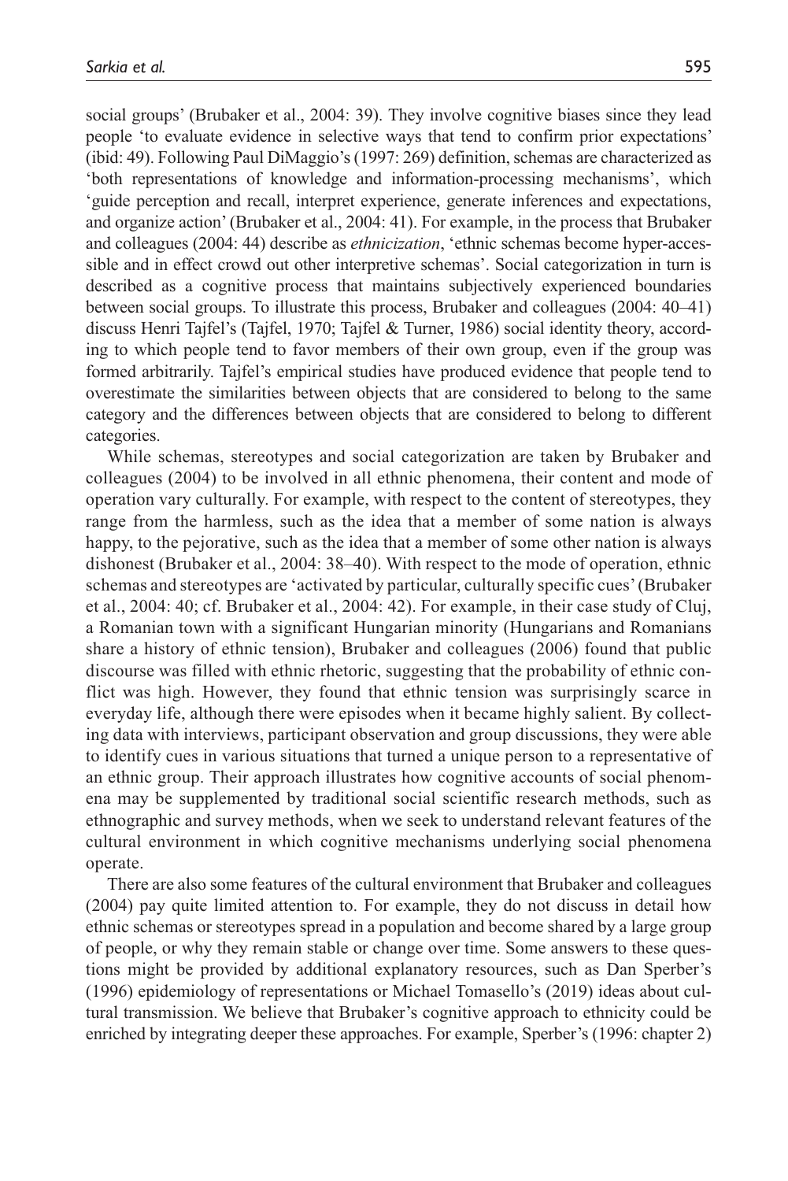social groups' (Brubaker et al., 2004: 39). They involve cognitive biases since they lead people 'to evaluate evidence in selective ways that tend to confirm prior expectations' (ibid: 49). Following Paul DiMaggio's (1997: 269) definition, schemas are characterized as 'both representations of knowledge and information-processing mechanisms', which 'guide perception and recall, interpret experience, generate inferences and expectations, and organize action' (Brubaker et al., 2004: 41). For example, in the process that Brubaker and colleagues (2004: 44) describe as *ethnicization*, 'ethnic schemas become hyper-accessible and in effect crowd out other interpretive schemas'. Social categorization in turn is described as a cognitive process that maintains subjectively experienced boundaries between social groups. To illustrate this process, Brubaker and colleagues (2004: 40–41) discuss Henri Tajfel's (Tajfel, 1970; Tajfel & Turner, 1986) social identity theory, according to which people tend to favor members of their own group, even if the group was formed arbitrarily. Tajfel's empirical studies have produced evidence that people tend to overestimate the similarities between objects that are considered to belong to the same category and the differences between objects that are considered to belong to different categories.

While schemas, stereotypes and social categorization are taken by Brubaker and colleagues (2004) to be involved in all ethnic phenomena, their content and mode of operation vary culturally. For example, with respect to the content of stereotypes, they range from the harmless, such as the idea that a member of some nation is always happy, to the pejorative, such as the idea that a member of some other nation is always dishonest (Brubaker et al., 2004: 38–40). With respect to the mode of operation, ethnic schemas and stereotypes are 'activated by particular, culturally specific cues' (Brubaker et al., 2004: 40; cf. Brubaker et al., 2004: 42). For example, in their case study of Cluj, a Romanian town with a significant Hungarian minority (Hungarians and Romanians share a history of ethnic tension), Brubaker and colleagues (2006) found that public discourse was filled with ethnic rhetoric, suggesting that the probability of ethnic conflict was high. However, they found that ethnic tension was surprisingly scarce in everyday life, although there were episodes when it became highly salient. By collecting data with interviews, participant observation and group discussions, they were able to identify cues in various situations that turned a unique person to a representative of an ethnic group. Their approach illustrates how cognitive accounts of social phenomena may be supplemented by traditional social scientific research methods, such as ethnographic and survey methods, when we seek to understand relevant features of the cultural environment in which cognitive mechanisms underlying social phenomena operate.

There are also some features of the cultural environment that Brubaker and colleagues (2004) pay quite limited attention to. For example, they do not discuss in detail how ethnic schemas or stereotypes spread in a population and become shared by a large group of people, or why they remain stable or change over time. Some answers to these questions might be provided by additional explanatory resources, such as Dan Sperber's (1996) epidemiology of representations or Michael Tomasello's (2019) ideas about cultural transmission. We believe that Brubaker's cognitive approach to ethnicity could be enriched by integrating deeper these approaches. For example, Sperber's (1996: chapter 2)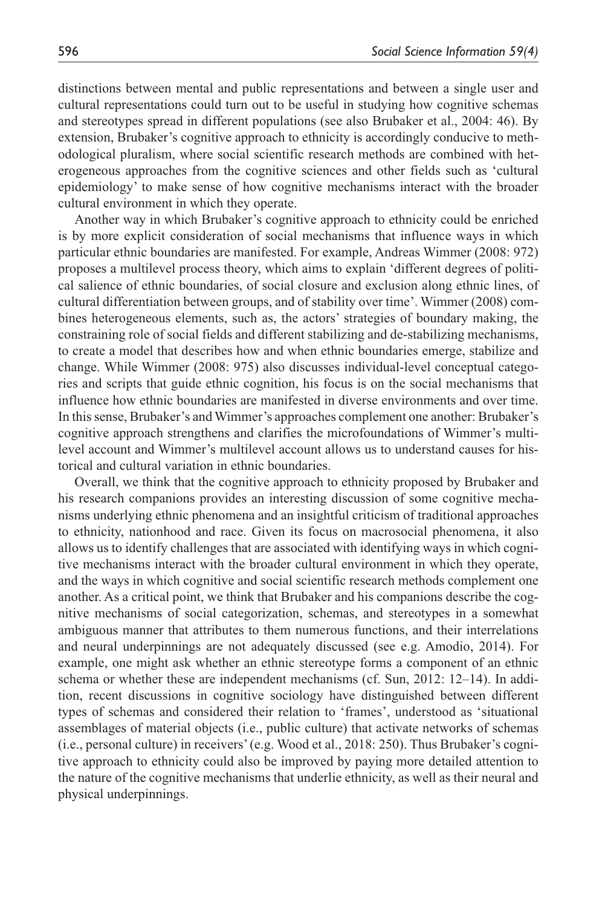distinctions between mental and public representations and between a single user and cultural representations could turn out to be useful in studying how cognitive schemas and stereotypes spread in different populations (see also Brubaker et al., 2004: 46). By extension, Brubaker's cognitive approach to ethnicity is accordingly conducive to methodological pluralism, where social scientific research methods are combined with heterogeneous approaches from the cognitive sciences and other fields such as 'cultural epidemiology' to make sense of how cognitive mechanisms interact with the broader cultural environment in which they operate.

Another way in which Brubaker's cognitive approach to ethnicity could be enriched is by more explicit consideration of social mechanisms that influence ways in which particular ethnic boundaries are manifested. For example, Andreas Wimmer (2008: 972) proposes a multilevel process theory, which aims to explain 'different degrees of political salience of ethnic boundaries, of social closure and exclusion along ethnic lines, of cultural differentiation between groups, and of stability over time'. Wimmer (2008) combines heterogeneous elements, such as, the actors' strategies of boundary making, the constraining role of social fields and different stabilizing and de-stabilizing mechanisms, to create a model that describes how and when ethnic boundaries emerge, stabilize and change. While Wimmer (2008: 975) also discusses individual-level conceptual categories and scripts that guide ethnic cognition, his focus is on the social mechanisms that influence how ethnic boundaries are manifested in diverse environments and over time. In this sense, Brubaker's and Wimmer's approaches complement one another: Brubaker's cognitive approach strengthens and clarifies the microfoundations of Wimmer's multilevel account and Wimmer's multilevel account allows us to understand causes for historical and cultural variation in ethnic boundaries.

Overall, we think that the cognitive approach to ethnicity proposed by Brubaker and his research companions provides an interesting discussion of some cognitive mechanisms underlying ethnic phenomena and an insightful criticism of traditional approaches to ethnicity, nationhood and race. Given its focus on macrosocial phenomena, it also allows us to identify challenges that are associated with identifying ways in which cognitive mechanisms interact with the broader cultural environment in which they operate, and the ways in which cognitive and social scientific research methods complement one another. As a critical point, we think that Brubaker and his companions describe the cognitive mechanisms of social categorization, schemas, and stereotypes in a somewhat ambiguous manner that attributes to them numerous functions, and their interrelations and neural underpinnings are not adequately discussed (see e.g. Amodio, 2014). For example, one might ask whether an ethnic stereotype forms a component of an ethnic schema or whether these are independent mechanisms (cf. Sun, 2012: 12–14). In addition, recent discussions in cognitive sociology have distinguished between different types of schemas and considered their relation to 'frames', understood as 'situational assemblages of material objects (i.e., public culture) that activate networks of schemas (i.e., personal culture) in receivers' (e.g. Wood et al., 2018: 250). Thus Brubaker's cognitive approach to ethnicity could also be improved by paying more detailed attention to the nature of the cognitive mechanisms that underlie ethnicity, as well as their neural and physical underpinnings.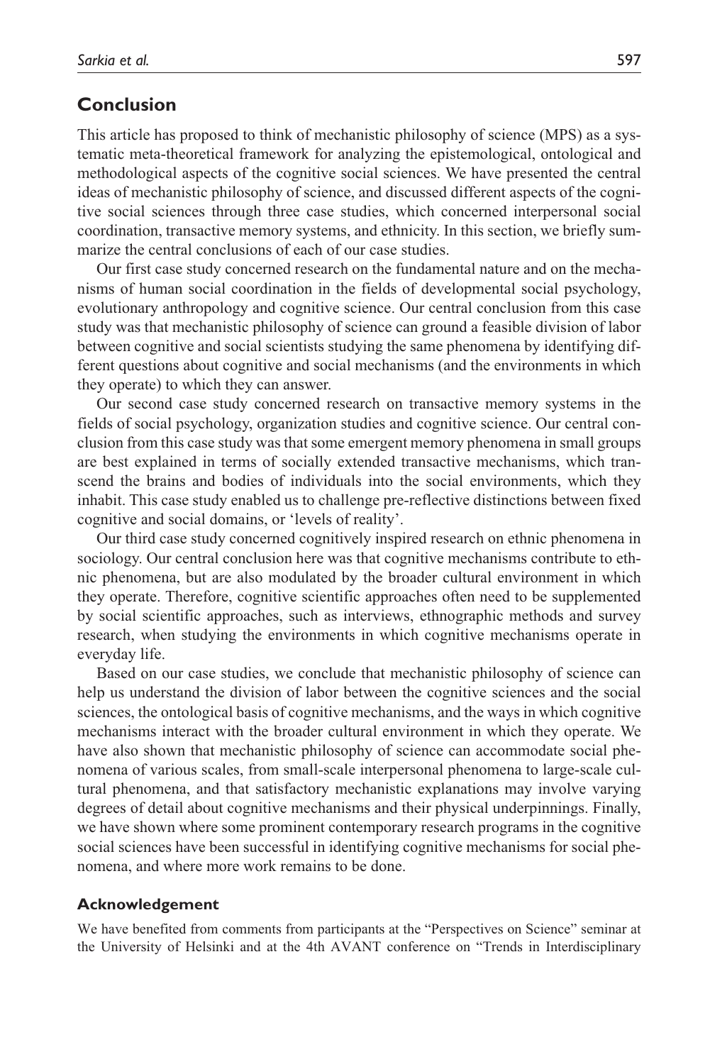## Conclusion

This article has proposed to think of mechanistic philosophy of science (MPS) as a systematic meta-theoretical framework for analyzing the epistemological, ontological and methodological aspects of the cognitive social sciences. We have presented the central ideas of mechanistic philosophy of science, and discussed different aspects of the cognitive social sciences through three case studies, which concerned interpersonal social coordination, transactive memory systems, and ethnicity. In this section, we briefly summarize the central conclusions of each of our case studies.

Our first case study concerned research on the fundamental nature and on the mechanisms of human social coordination in the fields of developmental social psychology, evolutionary anthropology and cognitive science. Our central conclusion from this case study was that mechanistic philosophy of science can ground a feasible division of labor between cognitive and social scientists studying the same phenomena by identifying different questions about cognitive and social mechanisms (and the environments in which they operate) to which they can answer.

Our second case study concerned research on transactive memory systems in the fields of social psychology, organization studies and cognitive science. Our central conclusion from this case study was that some emergent memory phenomena in small groups are best explained in terms of socially extended transactive mechanisms, which transcend the brains and bodies of individuals into the social environments, which they inhabit. This case study enabled us to challenge pre-reflective distinctions between fixed cognitive and social domains, or 'levels of reality'.

Our third case study concerned cognitively inspired research on ethnic phenomena in sociology. Our central conclusion here was that cognitive mechanisms contribute to ethnic phenomena, but are also modulated by the broader cultural environment in which they operate. Therefore, cognitive scientific approaches often need to be supplemented by social scientific approaches, such as interviews, ethnographic methods and survey research, when studying the environments in which cognitive mechanisms operate in everyday life.

Based on our case studies, we conclude that mechanistic philosophy of science can help us understand the division of labor between the cognitive sciences and the social sciences, the ontological basis of cognitive mechanisms, and the ways in which cognitive mechanisms interact with the broader cultural environment in which they operate. We have also shown that mechanistic philosophy of science can accommodate social phenomena of various scales, from small-scale interpersonal phenomena to large-scale cultural phenomena, and that satisfactory mechanistic explanations may involve varying degrees of detail about cognitive mechanisms and their physical underpinnings. Finally, we have shown where some prominent contemporary research programs in the cognitive social sciences have been successful in identifying cognitive mechanisms for social phenomena, and where more work remains to be done.

### Acknowledgement

We have benefited from comments from participants at the "Perspectives on Science" seminar at the University of Helsinki and at the 4th AVANT conference on "Trends in Interdisciplinary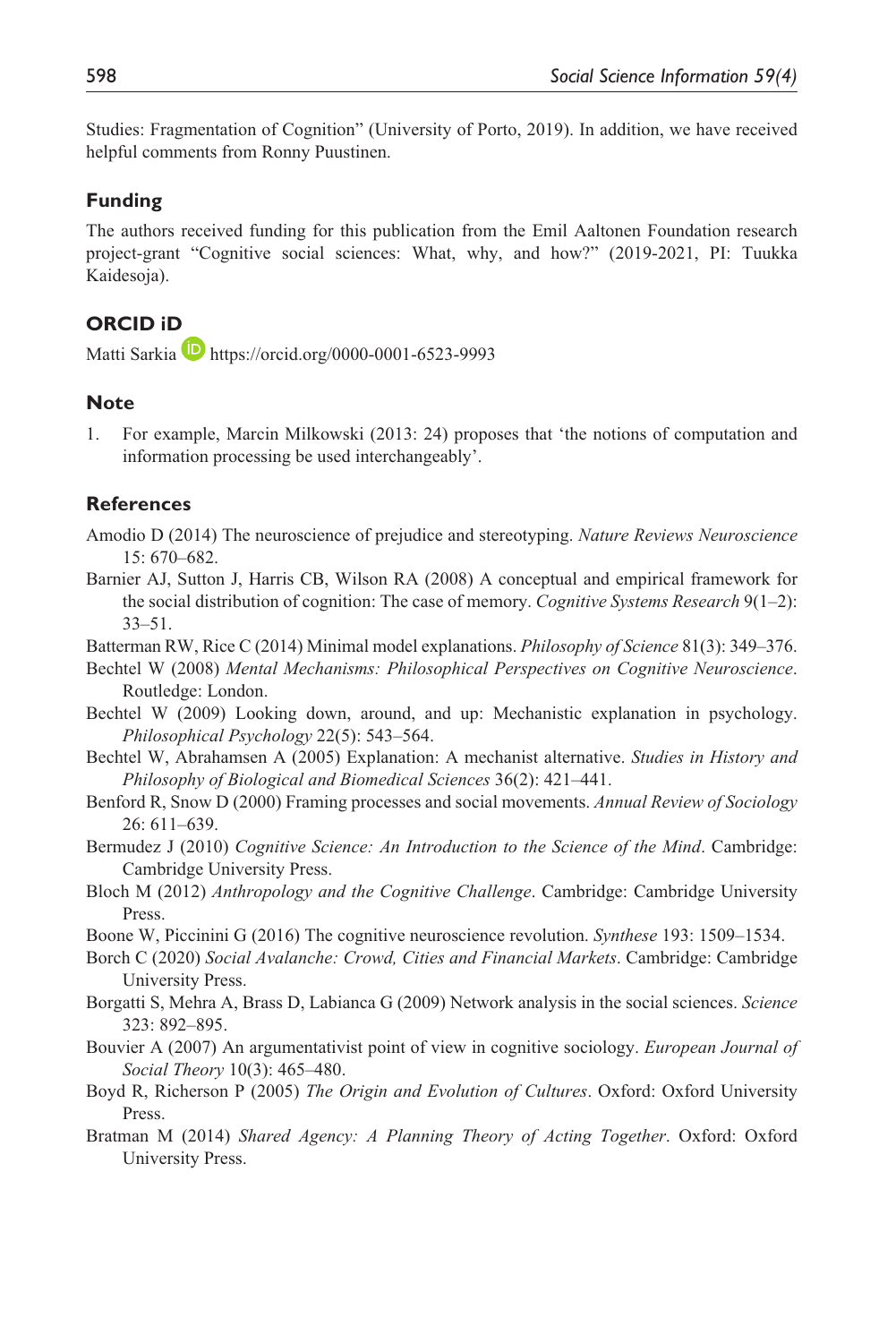Studies: Fragmentation of Cognition" (University of Porto, 2019). In addition, we have received helpful comments from Ronny Puustinen.

## Funding

The authors received funding for this publication from the Emil Aaltonen Foundation research project-grant "Cognitive social sciences: What, why, and how?" (2019-2021, PI: Tuukka Kaidesoja).

## ORCID iD

Matti Sarkia https://orcid.org/0000-0001-6523-9993

## Note

1. For example, Marcin Milkowski (2013: 24) proposes that 'the notions of computation and information processing be used interchangeably'.

## References

Amodio D (2014) The neuroscience of prejudice and stereotyping. *Nature Reviews Neuroscience* 15: 670–682.

Barnier AJ, Sutton J, Harris CB, Wilson RA (2008) A conceptual and empirical framework for the social distribution of cognition: The case of memory. *Cognitive Systems Research* 9(1–2): 33–51.

Batterman RW, Rice C (2014) Minimal model explanations. *Philosophy of Science* 81(3): 349–376.

Bechtel W (2008) *Mental Mechanisms: Philosophical Perspectives on Cognitive Neuroscience*. Routledge: London.

Bechtel W (2009) Looking down, around, and up: Mechanistic explanation in psychology. *Philosophical Psychology* 22(5): 543–564.

Bechtel W, Abrahamsen A (2005) Explanation: A mechanist alternative. *Studies in History and Philosophy of Biological and Biomedical Sciences* 36(2): 421–441.

Benford R, Snow D (2000) Framing processes and social movements. *Annual Review of Sociology* 26: 611–639.

Bermudez J (2010) *Cognitive Science: An Introduction to the Science of the Mind*. Cambridge: Cambridge University Press.

Bloch M (2012) *Anthropology and the Cognitive Challenge*. Cambridge: Cambridge University Press.

Boone W, Piccinini G (2016) The cognitive neuroscience revolution. *Synthese* 193: 1509–1534.

Borch C (2020) *Social Avalanche: Crowd, Cities and Financial Markets*. Cambridge: Cambridge University Press.

Borgatti S, Mehra A, Brass D, Labianca G (2009) Network analysis in the social sciences. *Science* 323: 892–895.

Bouvier A (2007) An argumentativist point of view in cognitive sociology. *European Journal of Social Theory* 10(3): 465–480.

Boyd R, Richerson P (2005) *The Origin and Evolution of Cultures*. Oxford: Oxford University Press.

Bratman M (2014) *Shared Agency: A Planning Theory of Acting Together*. Oxford: Oxford University Press.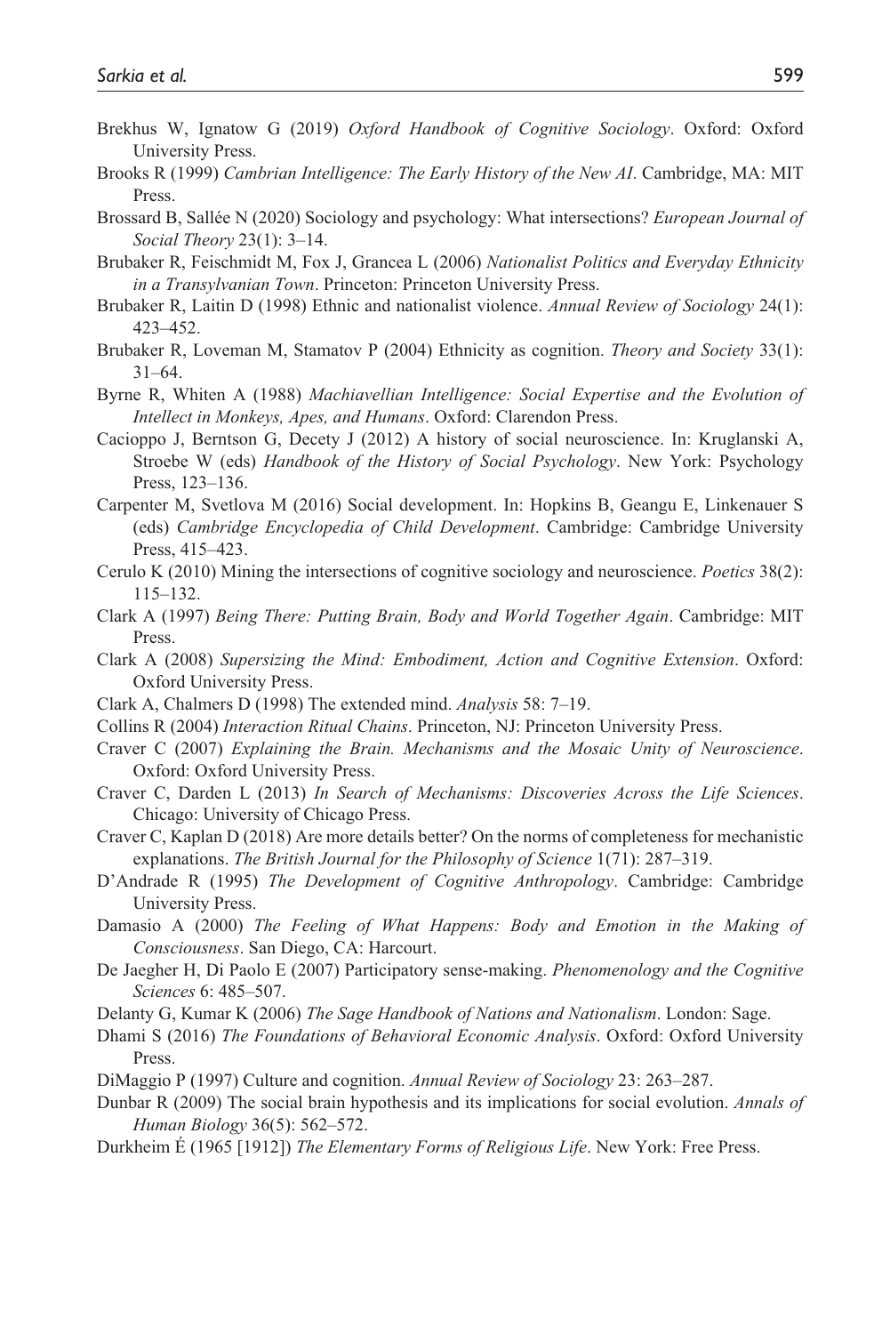Brekhus W, Ignatow G (2019) *Oxford Handbook of Cognitive Sociology*. Oxford: Oxford University Press.

Brooks R (1999) *Cambrian Intelligence: The Early History of the New AI*. Cambridge, MA: MIT Press.

Brossard B, Sallée N (2020) Sociology and psychology: What intersections? *European Journal of Social Theory* 23(1): 3–14.

Brubaker R, Feischmidt M, Fox J, Grancea L (2006) *Nationalist Politics and Everyday Ethnicity in a Transylvanian Town*. Princeton: Princeton University Press.

Brubaker R, Laitin D (1998) Ethnic and nationalist violence. *Annual Review of Sociology* 24(1): 423–452.

Brubaker R, Loveman M, Stamatov P (2004) Ethnicity as cognition. *Theory and Society* 33(1): 31–64.

Byrne R, Whiten A (1988) *Machiavellian Intelligence: Social Expertise and the Evolution of Intellect in Monkeys, Apes, and Humans*. Oxford: Clarendon Press.

Cacioppo J, Berntson G, Decety J (2012) A history of social neuroscience. In: Kruglanski A, Stroebe W (eds) *Handbook of the History of Social Psychology*. New York: Psychology Press, 123–136.

Carpenter M, Svetlova M (2016) Social development. In: Hopkins B, Geangu E, Linkenauer S (eds) *Cambridge Encyclopedia of Child Development*. Cambridge: Cambridge University Press, 415–423.

Cerulo K (2010) Mining the intersections of cognitive sociology and neuroscience. *Poetics* 38(2): 115–132.

Clark A (1997) *Being There: Putting Brain, Body and World Together Again*. Cambridge: MIT Press.

Clark A (2008) *Supersizing the Mind: Embodiment, Action and Cognitive Extension*. Oxford: Oxford University Press.

Clark A, Chalmers D (1998) The extended mind. *Analysis* 58: 7–19.

Collins R (2004) *Interaction Ritual Chains*. Princeton, NJ: Princeton University Press.

Craver C (2007) *Explaining the Brain. Mechanisms and the Mosaic Unity of Neuroscience*. Oxford: Oxford University Press.

Craver C, Darden L (2013) *In Search of Mechanisms: Discoveries Across the Life Sciences*. Chicago: University of Chicago Press.

Craver C, Kaplan D (2018) Are more details better? On the norms of completeness for mechanistic explanations. *The British Journal for the Philosophy of Science* 1(71): 287–319.

D'Andrade R (1995) *The Development of Cognitive Anthropology*. Cambridge: Cambridge University Press.

Damasio A (2000) *The Feeling of What Happens: Body and Emotion in the Making of Consciousness*. San Diego, CA: Harcourt.

De Jaegher H, Di Paolo E (2007) Participatory sense-making. *Phenomenology and the Cognitive Sciences* 6: 485–507.

Delanty G, Kumar K (2006) *The Sage Handbook of Nations and Nationalism*. London: Sage.

Dhami S (2016) *The Foundations of Behavioral Economic Analysis*. Oxford: Oxford University Press.

DiMaggio P (1997) Culture and cognition. *Annual Review of Sociology* 23: 263–287.

Dunbar R (2009) The social brain hypothesis and its implications for social evolution. *Annals of Human Biology* 36(5): 562–572.

Durkheim É (1965 [1912]) *The Elementary Forms of Religious Life*. New York: Free Press.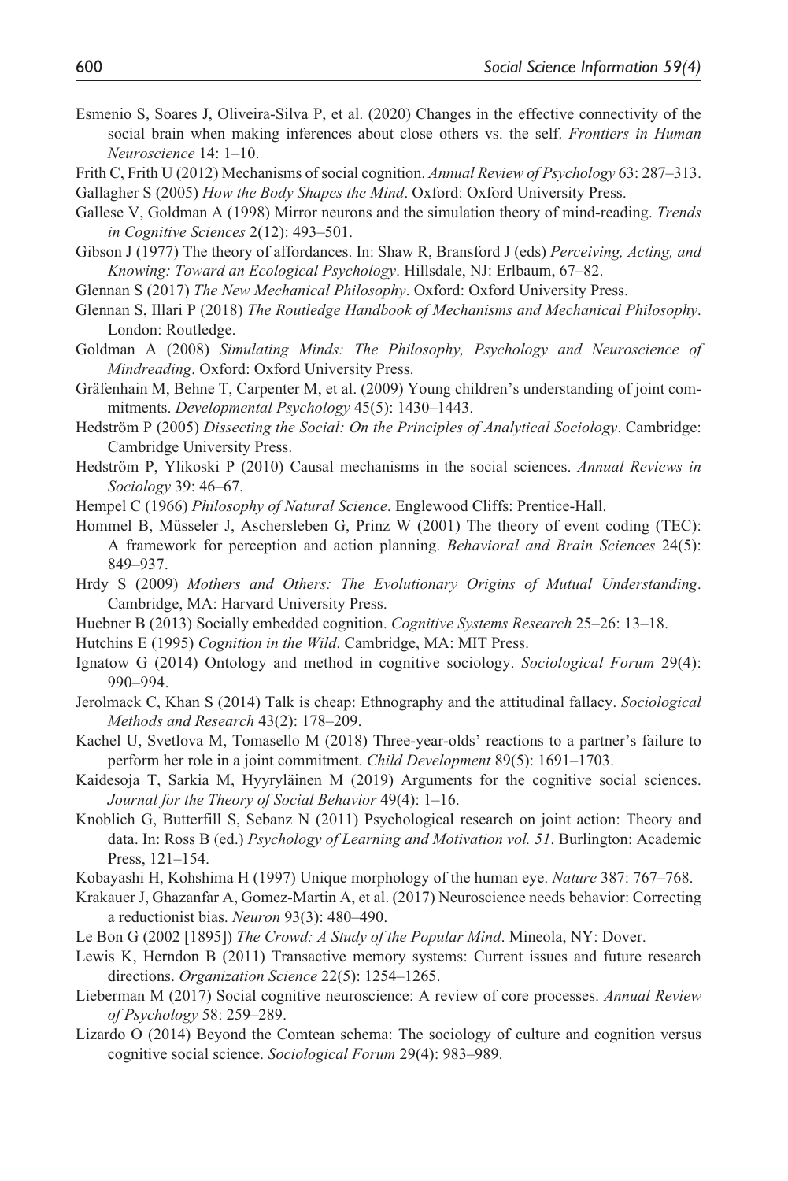Esmenio S, Soares J, Oliveira-Silva P, et al. (2020) Changes in the effective connectivity of the social brain when making inferences about close others vs. the self. *Frontiers in Human Neuroscience* 14: 1–10.

Frith C, Frith U (2012) Mechanisms of social cognition. *Annual Review of Psychology* 63: 287–313.

Gallagher S (2005) *How the Body Shapes the Mind*. Oxford: Oxford University Press.

Gallese V, Goldman A (1998) Mirror neurons and the simulation theory of mind-reading. *Trends in Cognitive Sciences* 2(12): 493–501.

Gibson J (1977) The theory of affordances. In: Shaw R, Bransford J (eds) *Perceiving, Acting, and Knowing: Toward an Ecological Psychology*. Hillsdale, NJ: Erlbaum, 67–82.

Glennan S (2017) *The New Mechanical Philosophy*. Oxford: Oxford University Press.

Glennan S, Illari P (2018) *The Routledge Handbook of Mechanisms and Mechanical Philosophy*. London: Routledge.

Goldman A (2008) *Simulating Minds: The Philosophy, Psychology and Neuroscience of Mindreading*. Oxford: Oxford University Press.

Gräfenhain M, Behne T, Carpenter M, et al. (2009) Young children's understanding of joint commitments. *Developmental Psychology* 45(5): 1430–1443.

Hedström P (2005) *Dissecting the Social: On the Principles of Analytical Sociology*. Cambridge: Cambridge University Press.

Hedström P, Ylikoski P (2010) Causal mechanisms in the social sciences. *Annual Reviews in Sociology* 39: 46–67.

Hempel C (1966) *Philosophy of Natural Science*. Englewood Cliffs: Prentice-Hall.

Hommel B, Müsseler J, Aschersleben G, Prinz W (2001) The theory of event coding (TEC): A framework for perception and action planning. *Behavioral and Brain Sciences* 24(5): 849–937.

Hrdy S (2009) *Mothers and Others: The Evolutionary Origins of Mutual Understanding*. Cambridge, MA: Harvard University Press.

Huebner B (2013) Socially embedded cognition. *Cognitive Systems Research* 25–26: 13–18.

Hutchins E (1995) *Cognition in the Wild*. Cambridge, MA: MIT Press.

Ignatow G (2014) Ontology and method in cognitive sociology. *Sociological Forum* 29(4): 990–994.

Jerolmack C, Khan S (2014) Talk is cheap: Ethnography and the attitudinal fallacy. *Sociological Methods and Research* 43(2): 178–209.

Kachel U, Svetlova M, Tomasello M (2018) Three-year-olds' reactions to a partner's failure to perform her role in a joint commitment. *Child Development* 89(5): 1691–1703.

Kaidesoja T, Sarkia M, Hyyryläinen M (2019) Arguments for the cognitive social sciences. *Journal for the Theory of Social Behavior* 49(4): 1–16.

Knoblich G, Butterfill S, Sebanz N (2011) Psychological research on joint action: Theory and data. In: Ross B (ed.) *Psychology of Learning and Motivation vol. 51*. Burlington: Academic Press, 121–154.

Kobayashi H, Kohshima H (1997) Unique morphology of the human eye. *Nature* 387: 767–768.

Krakauer J, Ghazanfar A, Gomez-Martin A, et al. (2017) Neuroscience needs behavior: Correcting a reductionist bias. *Neuron* 93(3): 480–490.

Le Bon G (2002 [1895]) *The Crowd: A Study of the Popular Mind*. Mineola, NY: Dover.

Lewis K, Herndon B (2011) Transactive memory systems: Current issues and future research directions. *Organization Science* 22(5): 1254–1265.

Lieberman M (2017) Social cognitive neuroscience: A review of core processes. *Annual Review of Psychology* 58: 259–289.

Lizardo O (2014) Beyond the Comtean schema: The sociology of culture and cognition versus cognitive social science. *Sociological Forum* 29(4): 983–989.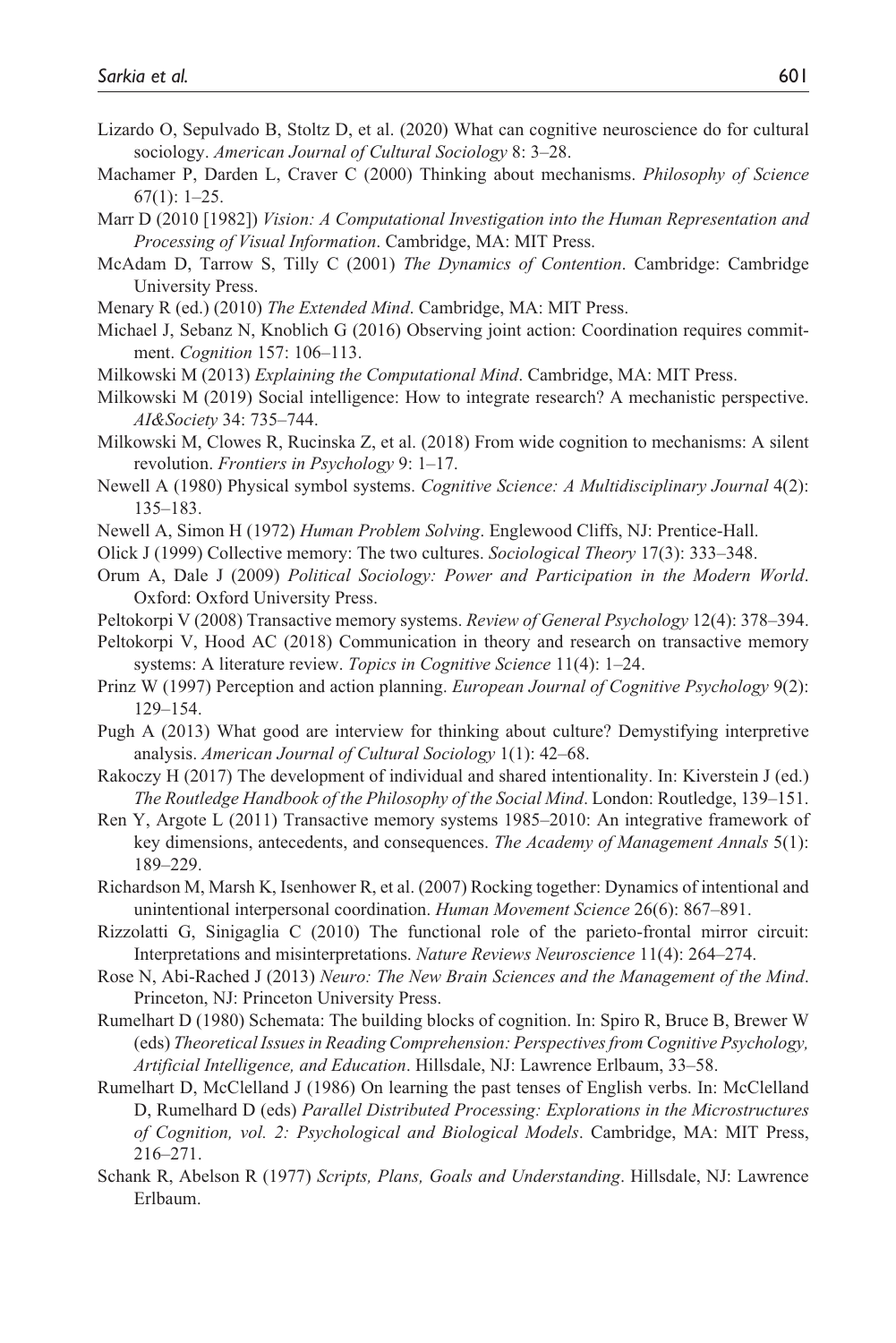Lizardo O, Sepulvado B, Stoltz D, et al. (2020) What can cognitive neuroscience do for cultural sociology. *American Journal of Cultural Sociology* 8: 3–28.

Machamer P, Darden L, Craver C (2000) Thinking about mechanisms. *Philosophy of Science* 67(1): 1–25.

Marr D (2010 [1982]) *Vision: A Computational Investigation into the Human Representation and Processing of Visual Information*. Cambridge, MA: MIT Press.

McAdam D, Tarrow S, Tilly C (2001) *The Dynamics of Contention*. Cambridge: Cambridge University Press.

Menary R (ed.) (2010) *The Extended Mind*. Cambridge, MA: MIT Press.

Michael J, Sebanz N, Knoblich G (2016) Observing joint action: Coordination requires commitment. *Cognition* 157: 106–113.

Milkowski M (2013) *Explaining the Computational Mind*. Cambridge, MA: MIT Press.

Milkowski M (2019) Social intelligence: How to integrate research? A mechanistic perspective. *AI&Society* 34: 735–744.

Milkowski M, Clowes R, Rucinska Z, et al. (2018) From wide cognition to mechanisms: A silent revolution. *Frontiers in Psychology* 9: 1–17.

Newell A (1980) Physical symbol systems. *Cognitive Science: A Multidisciplinary Journal* 4(2): 135–183.

Newell A, Simon H (1972) *Human Problem Solving*. Englewood Cliffs, NJ: Prentice-Hall.

Olick J (1999) Collective memory: The two cultures. *Sociological Theory* 17(3): 333–348.

Orum A, Dale J (2009) *Political Sociology: Power and Participation in the Modern World*. Oxford: Oxford University Press.

Peltokorpi V (2008) Transactive memory systems. *Review of General Psychology* 12(4): 378–394.

Peltokorpi V, Hood AC (2018) Communication in theory and research on transactive memory systems: A literature review. *Topics in Cognitive Science* 11(4): 1–24.

Prinz W (1997) Perception and action planning. *European Journal of Cognitive Psychology* 9(2): 129–154.

Pugh A (2013) What good are interview for thinking about culture? Demystifying interpretive analysis. *American Journal of Cultural Sociology* 1(1): 42–68.

Rakoczy H (2017) The development of individual and shared intentionality. In: Kiverstein J (ed.) *The Routledge Handbook of the Philosophy of the Social Mind*. London: Routledge, 139–151.

Ren Y, Argote L (2011) Transactive memory systems 1985–2010: An integrative framework of key dimensions, antecedents, and consequences. *The Academy of Management Annals* 5(1): 189–229.

Richardson M, Marsh K, Isenhower R, et al. (2007) Rocking together: Dynamics of intentional and unintentional interpersonal coordination. *Human Movement Science* 26(6): 867–891.

Rizzolatti G, Sinigaglia C (2010) The functional role of the parieto-frontal mirror circuit: Interpretations and misinterpretations. *Nature Reviews Neuroscience* 11(4): 264–274.

Rose N, Abi-Rached J (2013) *Neuro: The New Brain Sciences and the Management of the Mind*. Princeton, NJ: Princeton University Press.

Rumelhart D (1980) Schemata: The building blocks of cognition. In: Spiro R, Bruce B, Brewer W (eds) *Theoretical Issues in Reading Comprehension: Perspectives from Cognitive Psychology, Artificial Intelligence, and Education*. Hillsdale, NJ: Lawrence Erlbaum, 33–58.

Rumelhart D, McClelland J (1986) On learning the past tenses of English verbs. In: McClelland D, Rumelhard D (eds) *Parallel Distributed Processing: Explorations in the Microstructures of Cognition, vol. 2: Psychological and Biological Models*. Cambridge, MA: MIT Press, 216–271.

Schank R, Abelson R (1977) *Scripts, Plans, Goals and Understanding*. Hillsdale, NJ: Lawrence Erlbaum.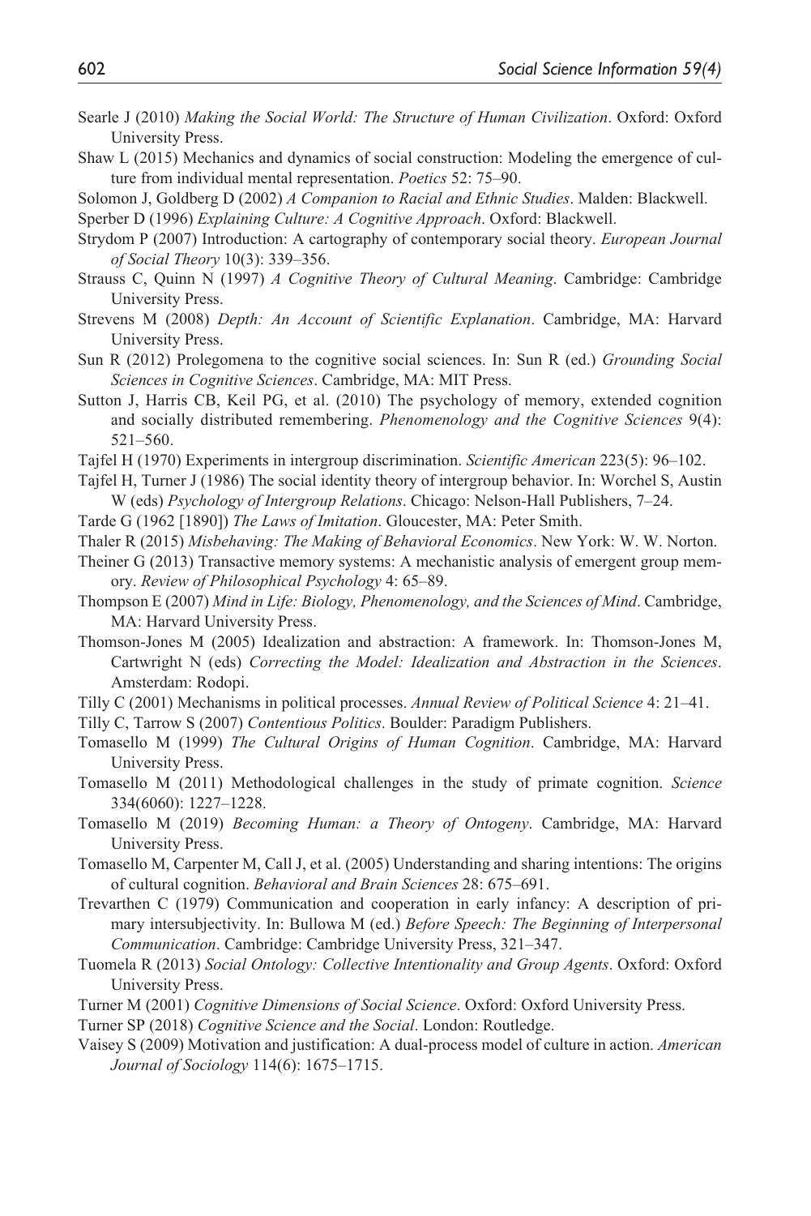Searle J (2010) *Making the Social World: The Structure of Human Civilization*. Oxford: Oxford University Press.

Shaw L (2015) Mechanics and dynamics of social construction: Modeling the emergence of culture from individual mental representation. *Poetics* 52: 75–90.

Solomon J, Goldberg D (2002) *A Companion to Racial and Ethnic Studies*. Malden: Blackwell.

Sperber D (1996) *Explaining Culture: A Cognitive Approach*. Oxford: Blackwell.

Strydom P (2007) Introduction: A cartography of contemporary social theory. *European Journal of Social Theory* 10(3): 339–356.

Strauss C, Quinn N (1997) *A Cognitive Theory of Cultural Meaning*. Cambridge: Cambridge University Press.

Strevens M (2008) *Depth: An Account of Scientific Explanation*. Cambridge, MA: Harvard University Press.

Sun R (2012) Prolegomena to the cognitive social sciences. In: Sun R (ed.) *Grounding Social Sciences in Cognitive Sciences*. Cambridge, MA: MIT Press.

Sutton J, Harris CB, Keil PG, et al. (2010) The psychology of memory, extended cognition and socially distributed remembering. *Phenomenology and the Cognitive Sciences* 9(4): 521–560.

Tajfel H (1970) Experiments in intergroup discrimination. *Scientific American* 223(5): 96–102.

Tajfel H, Turner J (1986) The social identity theory of intergroup behavior. In: Worchel S, Austin W (eds) *Psychology of Intergroup Relations*. Chicago: Nelson-Hall Publishers, 7–24.

Tarde G (1962 [1890]) *The Laws of Imitation*. Gloucester, MA: Peter Smith.

Thaler R (2015) *Misbehaving: The Making of Behavioral Economics*. New York: W. W. Norton.

Theiner G (2013) Transactive memory systems: A mechanistic analysis of emergent group memory. *Review of Philosophical Psychology* 4: 65–89.

Thompson E (2007) *Mind in Life: Biology, Phenomenology, and the Sciences of Mind*. Cambridge, MA: Harvard University Press.

Thomson-Jones M (2005) Idealization and abstraction: A framework. In: Thomson-Jones M, Cartwright N (eds) *Correcting the Model: Idealization and Abstraction in the Sciences*. Amsterdam: Rodopi.

Tilly C (2001) Mechanisms in political processes. *Annual Review of Political Science* 4: 21–41.

Tilly C, Tarrow S (2007) *Contentious Politics*. Boulder: Paradigm Publishers.

Tomasello M (1999) *The Cultural Origins of Human Cognition*. Cambridge, MA: Harvard University Press.

Tomasello M (2011) Methodological challenges in the study of primate cognition. *Science* 334(6060): 1227–1228.

Tomasello M (2019) *Becoming Human: a Theory of Ontogeny*. Cambridge, MA: Harvard University Press.

Tomasello M, Carpenter M, Call J, et al. (2005) Understanding and sharing intentions: The origins of cultural cognition. *Behavioral and Brain Sciences* 28: 675–691.

Trevarthen C (1979) Communication and cooperation in early infancy: A description of primary intersubjectivity. In: Bullowa M (ed.) *Before Speech: The Beginning of Interpersonal Communication*. Cambridge: Cambridge University Press, 321–347.

Tuomela R (2013) *Social Ontology: Collective Intentionality and Group Agents*. Oxford: Oxford University Press.

Turner M (2001) *Cognitive Dimensions of Social Science*. Oxford: Oxford University Press.

Turner SP (2018) *Cognitive Science and the Social*. London: Routledge.

Vaisey S (2009) Motivation and justification: A dual-process model of culture in action. *American Journal of Sociology* 114(6): 1675–1715.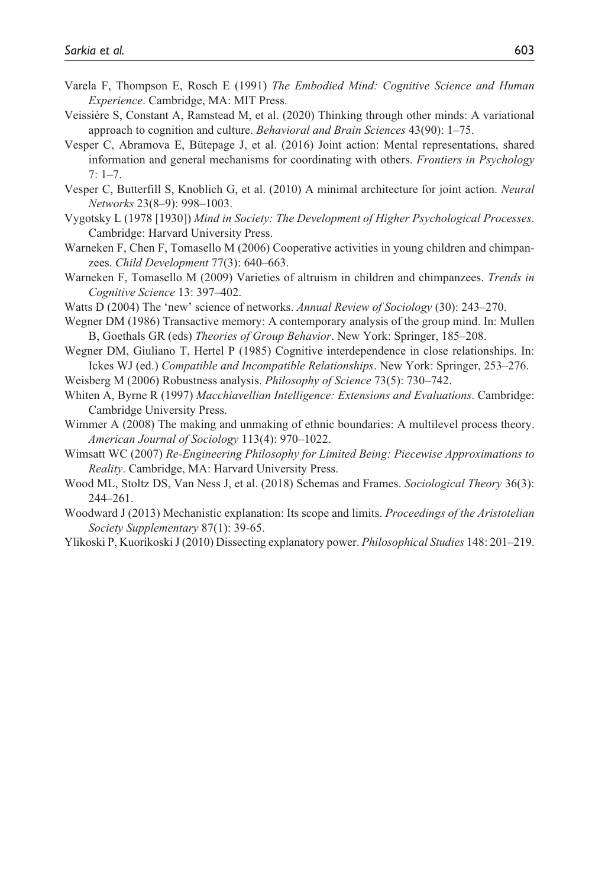Varela F, Thompson E, Rosch E (1991) *The Embodied Mind: Cognitive Science and Human Experience*. Cambridge, MA: MIT Press.

Veissière S, Constant A, Ramstead M, et al. (2020) Thinking through other minds: A variational approach to cognition and culture. *Behavioral and Brain Sciences* 43(90): 1–75.

Vesper C, Abramova E, Bütepage J, et al. (2016) Joint action: Mental representations, shared information and general mechanisms for coordinating with others. *Frontiers in Psychology* 7: 1–7.

Vesper C, Butterfill S, Knoblich G, et al. (2010) A minimal architecture for joint action. *Neural Networks* 23(8–9): 998–1003.

Vygotsky L (1978 [1930]) *Mind in Society: The Development of Higher Psychological Processes*. Cambridge: Harvard University Press.

Warneken F, Chen F, Tomasello M (2006) Cooperative activities in young children and chimpanzees. *Child Development* 77(3): 640–663.

Warneken F, Tomasello M (2009) Varieties of altruism in children and chimpanzees. *Trends in Cognitive Science* 13: 397–402.

Watts D (2004) The 'new' science of networks. *Annual Review of Sociology* (30): 243–270.

Wegner DM (1986) Transactive memory: A contemporary analysis of the group mind. In: Mullen B, Goethals GR (eds) *Theories of Group Behavior*. New York: Springer, 185–208.

Wegner DM, Giuliano T, Hertel P (1985) Cognitive interdependence in close relationships. In: Ickes WJ (ed.) *Compatible and Incompatible Relationships*. New York: Springer, 253–276.

Weisberg M (2006) Robustness analysis. *Philosophy of Science* 73(5): 730–742.

Whiten A, Byrne R (1997) *Macchiavellian Intelligence: Extensions and Evaluations*. Cambridge: Cambridge University Press.

Wimmer A (2008) The making and unmaking of ethnic boundaries: A multilevel process theory. *American Journal of Sociology* 113(4): 970–1022.

Wimsatt WC (2007) *Re-Engineering Philosophy for Limited Being: Piecewise Approximations to Reality*. Cambridge, MA: Harvard University Press.

Wood ML, Stoltz DS, Van Ness J, et al. (2018) Schemas and Frames. *Sociological Theory* 36(3): 244–261.

Woodward J (2013) Mechanistic explanation: Its scope and limits. *Proceedings of the Aristotelian Society Supplementary* 87(1): 39-65.

Ylikoski P, Kuorikoski J (2010) Dissecting explanatory power. *Philosophical Studies* 148: 201–219.